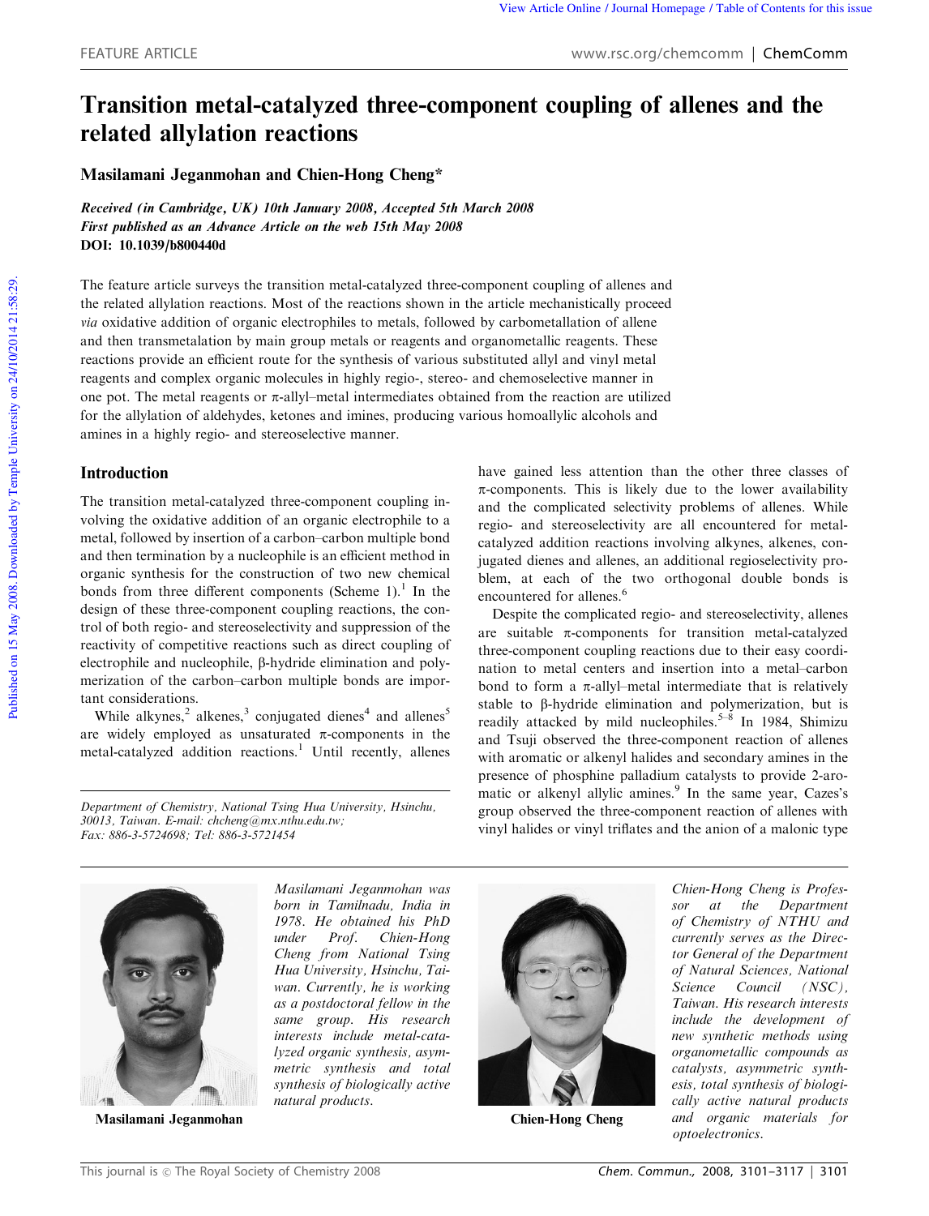FEATURE ARTICLE

# Transition metal-catalyzed three-component coupling of allenes and the related allylation reactions

**Masilamani Jeganmohan and Chien-Hong Cheng***

*Received (in Cambridge, UK) 10th January 2008, Accepted 5th March 2008*
*First published as an Advance Article on the web 15th May 2008*
**DOI: 10.1039/b800440d**

The feature article surveys the transition metal-catalyzed three-component coupling of allenes and the related allylation reactions. Most of the reactions shown in the article mechanistically proceed *via* oxidative addition of organic electrophiles to metals, followed by carbometallation of allene and then transmetalation by main group metals or reagents and organometallic reagents. These reactions provide an efficient route for the synthesis of various substituted allyl and vinyl metal reagents and complex organic molecules in highly regio-, stereo- and chemoselective manner in one pot. The metal reagents or π-allyl–metal intermediates obtained from the reaction are utilized for the allylation of aldehydes, ketones and imines, producing various homoallylic alcohols and amines in a highly regio- and stereoselective manner.

## Introduction

The transition metal-catalyzed three-component coupling involving the oxidative addition of an organic electrophile to a metal, followed by insertion of a carbon–carbon multiple bond and then termination by a nucleophile is an efficient method in organic synthesis for the construction of two new chemical bonds from three different components (Scheme 1).[1] In the design of these three-component coupling reactions, the control of both regio- and stereoselectivity and suppression of the reactivity of competitive reactions such as direct coupling of electrophile and nucleophile, β-hydride elimination and polymerization of the carbon–carbon multiple bonds are important considerations.

While alkynes,[2] alkenes,[3] conjugated dienes[4] and allenes[5] are widely employed as unsaturated π-components in the metal-catalyzed addition reactions.[1] Until recently, allenes have gained less attention than the other three classes of π-components. This is likely due to the lower availability and the complicated selectivity problems of allenes. While regio- and stereoselectivity are all encountered for metal-catalyzed addition reactions involving alkynes, alkenes, conjugated dienes and allenes, an additional regioselectivity problem, at each of the two orthogonal double bonds is encountered for allenes.[6]

Despite the complicated regio- and stereoselectivity, allenes are suitable π-components for transition metal-catalyzed three-component coupling reactions due to their easy coordination to metal centers and insertion into a metal–carbon bond to form a π-allyl–metal intermediate that is relatively stable to β-hydride elimination and polymerization, but is readily attacked by mild nucleophiles.[5–8] In 1984, Shimizu and Tsuji observed the three-component reaction of allenes with aromatic or alkenyl halides and secondary amines in the presence of phosphine palladium catalysts to provide 2-aromatic or alkenyl allylic amines.[9] In the same year, Cazes's group observed the three-component reaction of allenes with vinyl halides or vinyl triflates and the anion of a malonic type

*Department of Chemistry, National Tsing Hua University, Hsinchu, 30013, Taiwan. E-mail: chcheng@mx.nthu.edu.tw; Fax: 886-3-5724698; Tel: 886-3-5721454*

**Masilamani Jeganmohan**

*Masilamani Jeganmohan was born in Tamilnadu, India in 1978. He obtained his PhD under Prof. Chien-Hong Cheng from National Tsing Hua University, Hsinchu, Taiwan. Currently, he is working as a postdoctoral fellow in the same group. His research interests include metal-catalyzed organic synthesis, asymmetric synthesis and total synthesis of biologically active natural products.*

**Chien-Hong Cheng**

*Chien-Hong Cheng is Professor at the Department of Chemistry of NTHU and currently serves as the Director General of the Department of Natural Sciences, National Science Council (NSC), Taiwan. His research interests include the development of new synthetic methods using organometallic compounds as catalysts, asymmetric synthesis, total synthesis of biologically active natural products and organic materials for optoelectronics.*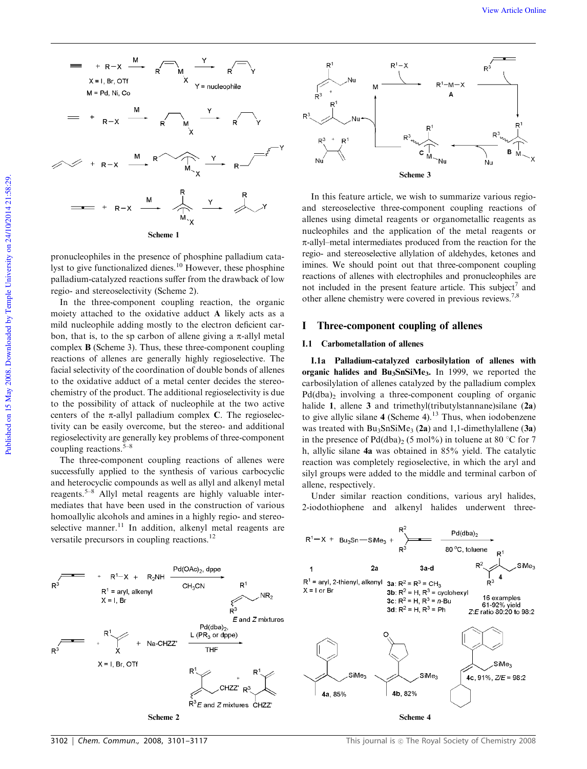Scheme 1

pronucleophiles in the presence of phosphine palladium catalyst to give functionalized dienes.[10] However, these phosphine palladium-catalyzed reactions suffer from the drawback of low regio- and stereoselectivity (Scheme 2).

In the three-component coupling reaction, the organic moiety attached to the oxidative adduct **A** likely acts as a mild nucleophile adding mostly to the electron deficient carbon, that is, to the sp carbon of allene giving a π-allyl metal complex **B** (Scheme 3). Thus, these three-component coupling reactions of allenes are generally highly regioselective. The facial selectivity of the coordination of double bonds of allenes to the oxidative adduct of a metal center decides the stereochemistry of the product. The additional regioselectivity is due to the possibility of attack of nucleophile at the two active centers of the π-allyl palladium complex **C**. The regioselectivity can be easily overcome, but the stereo- and additional regioselectivity are generally key problems of three-component coupling reactions.[5–8]

The three-component coupling reactions of allenes were successfully applied to the synthesis of various carbocyclic and heterocyclic compounds as well as allyl and alkenyl metal reagents.[5–8] Allyl metal reagents are highly valuable intermediates that have been used in the construction of various homoallylic alcohols and amines in a highly regio- and stereoselective manner.[11] In addition, alkenyl metal reagents are versatile precursors in coupling reactions.[12]

Scheme 2

Scheme 3

In this feature article, we wish to summarize various regio- and stereoselective three-component coupling reactions of allenes using dimetal reagents or organometallic reagents as nucleophiles and the application of the metal reagents or π-allyl–metal intermediates produced from the reaction for the regio- and stereoselective allylation of aldehydes, ketones and imines. We should point out that three-component coupling reactions of allenes with electrophiles and pronucleophiles are not included in the present feature article. This subject[7] and other allene chemistry were covered in previous reviews.[7,8]

## I Three-component coupling of allenes

### I.1 Carbometallation of allenes

**I.1a Palladium-catalyzed carbosilylation of allenes with organic halides and $Bu_3SnSiMe_3$.** In 1999, we reported the carbosilylation of allenes catalyzed by the palladium complex $Pd(dba)_2$ involving a three-component coupling of organic halide **1**, allene **3** and trimethyl(tributylstannane)silane (**2a**) to give allylic silane **4** (Scheme 4).[13] Thus, when iodobenzene was treated with $Bu_3SnSiMe_3$ (**2a**) and 1,1-dimethylallene (**3a**) in the presence of $Pd(dba)_2$ (5 mol%) in toluene at 80 °C for 7 h, allylic silane **4a** was obtained in 85% yield. The catalytic reaction was completely regioselective, in which the aryl and silyl groups were added to the middle and terminal carbon of allene, respectively.

Under similar reaction conditions, various aryl halides, 2-iodothiophene and alkenyl halides underwent three-

Scheme 4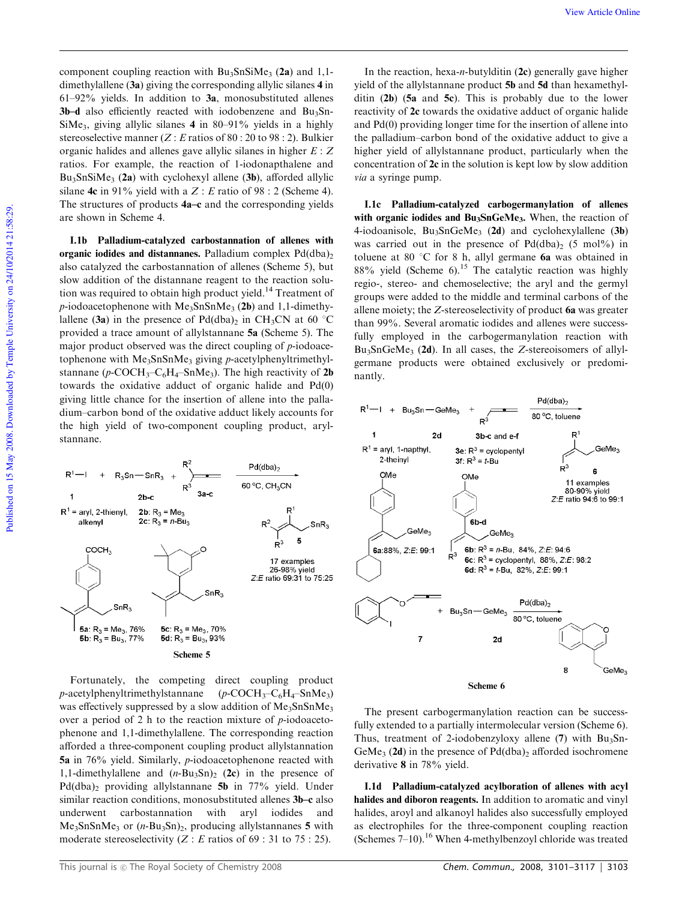component coupling reaction with $Bu_3SnSiMe_3$ (**2a**) and 1,1-dimethylallene (**3a**) giving the corresponding allylic silanes **4** in 61–92% yields. In addition to **3a**, monosubstituted allenes **3b–d** also efficiently reacted with iodobenzene and $Bu_3SnSiMe_3$, giving allylic silanes **4** in 80–91% yields in a highly stereoselective manner ($Z$ : $E$ ratios of 80 : 20 to 98 : 2). Bulkier organic halides and allenes gave allylic silanes in higher $E$ : $Z$ ratios. For example, the reaction of 1-iodonapthalene and $Bu_3SnSiMe_3$ (**2a**) with cyclohexyl allene (**3b**), afforded allylic silane **4c** in 91% yield with a $Z$ : $E$ ratio of 98 : 2 (Scheme 4). The structures of products **4a–c** and the corresponding yields are shown in Scheme 4.

**I.1b Palladium-catalyzed carbostannation of allenes with organic iodides and distannanes.** Palladium complex $Pd(dba)_2$ also catalyzed the carbostannation of allenes (Scheme 5), but slow addition of the distannane reagent to the reaction solution was required to obtain high product yield.[14] Treatment of $p$-iodoacetophenone with $Me_3SnSnMe_3$ (**2b**) and 1,1-dimethylallene (**3a**) in the presence of $Pd(dba)_2$ in $CH_3CN$ at 60 °C provided a trace amount of allylstannane **5a** (Scheme 5). The major product observed was the direct coupling of $p$-iodoacetophenone with $Me_3SnSnMe_3$ giving $p$-acetylphenyltrimethylstannane ($p$-$COCH_3$–$C_6H_4$–$SnMe_3$). The high reactivity of **2b** towards the oxidative adduct of organic halide and Pd(0) giving little chance for the insertion of allene into the palladium–carbon bond of the oxidative adduct likely accounts for the high yield of two-component coupling product, arylstannane.

Scheme 5

Fortunately, the competing direct coupling product $p$-acetylphenyltrimethylstannane ($p$-$COCH_3$–$C_6H_4$–$SnMe_3$) was effectively suppressed by a slow addition of $Me_3SnSnMe_3$ over a period of 2 h to the reaction mixture of $p$-iodoacetophenone and 1,1-dimethylallene. The corresponding reaction afforded a three-component coupling product allylstannation **5a** in 76% yield. Similarly, $p$-iodoacetophenone reacted with 1,1-dimethylallene and $(n\text{-}Bu_3Sn)_2$ (**2c**) in the presence of $Pd(dba)_2$ providing allylstannane **5b** in 77% yield. Under similar reaction conditions, monosubstituted allenes **3b–c** also underwent carbostannation with aryl iodides and $Me_3SnSnMe_3$ or $(n\text{-}Bu_3Sn)_2$, producing allylstannanes **5** with moderate stereoselectivity ($Z$ : $E$ ratios of 69 : 31 to 75 : 25).

In the reaction, hexa-$n$-butylditin (**2c**) generally gave higher yield of the allylstannane product **5b** and **5d** than hexamethylditin (**2b**) (**5a** and **5c**). This is probably due to the lower reactivity of **2c** towards the oxidative adduct of organic halide and Pd(0) providing longer time for the insertion of allene into the palladium–carbon bond of the oxidative adduct to give a higher yield of allylstannane product, particularly when the concentration of **2c** in the solution is kept low by slow addition *via* a syringe pump.

**I.1c Palladium-catalyzed carbogermanylation of allenes with organic iodides and $Bu_3SnGeMe_3$.** When, the reaction of 4-iodoanisole, $Bu_3SnGeMe_3$ (**2d**) and cyclohexylallene (**3b**) was carried out in the presence of $Pd(dba)_2$ (5 mol%) in toluene at 80 °C for 8 h, allyl germane **6a** was obtained in 88% yield (Scheme 6).[15] The catalytic reaction was highly regio-, stereo- and chemoselective; the aryl and the germyl groups were added to the middle and terminal carbons of the allene moiety; the $Z$-stereoselectivity of product **6a** was greater than 99%. Several aromatic iodides and allenes were successfully employed in the carbogermanylation reaction with $Bu_3SnGeMe_3$ (**2d**). In all cases, the $Z$-stereoisomers of allylgermane products were obtained exclusively or predominantly.

Scheme 6

The present carbogermanylation reaction can be successfully extended to a partially intermolecular version (Scheme 6). Thus, treatment of 2-iodobenzyloxy allene (**7**) with $Bu_3SnGeMe_3$ (**2d**) in the presence of $Pd(dba)_2$ afforded isochromene derivative **8** in 78% yield.

**I.1d Palladium-catalyzed acylboration of allenes with acyl halides and diboron reagents.** In addition to aromatic and vinyl halides, aroyl and alkanoyl halides also successfully employed as electrophiles for the three-component coupling reaction (Schemes 7–10).[16] When 4-methylbenzoyl chloride was treated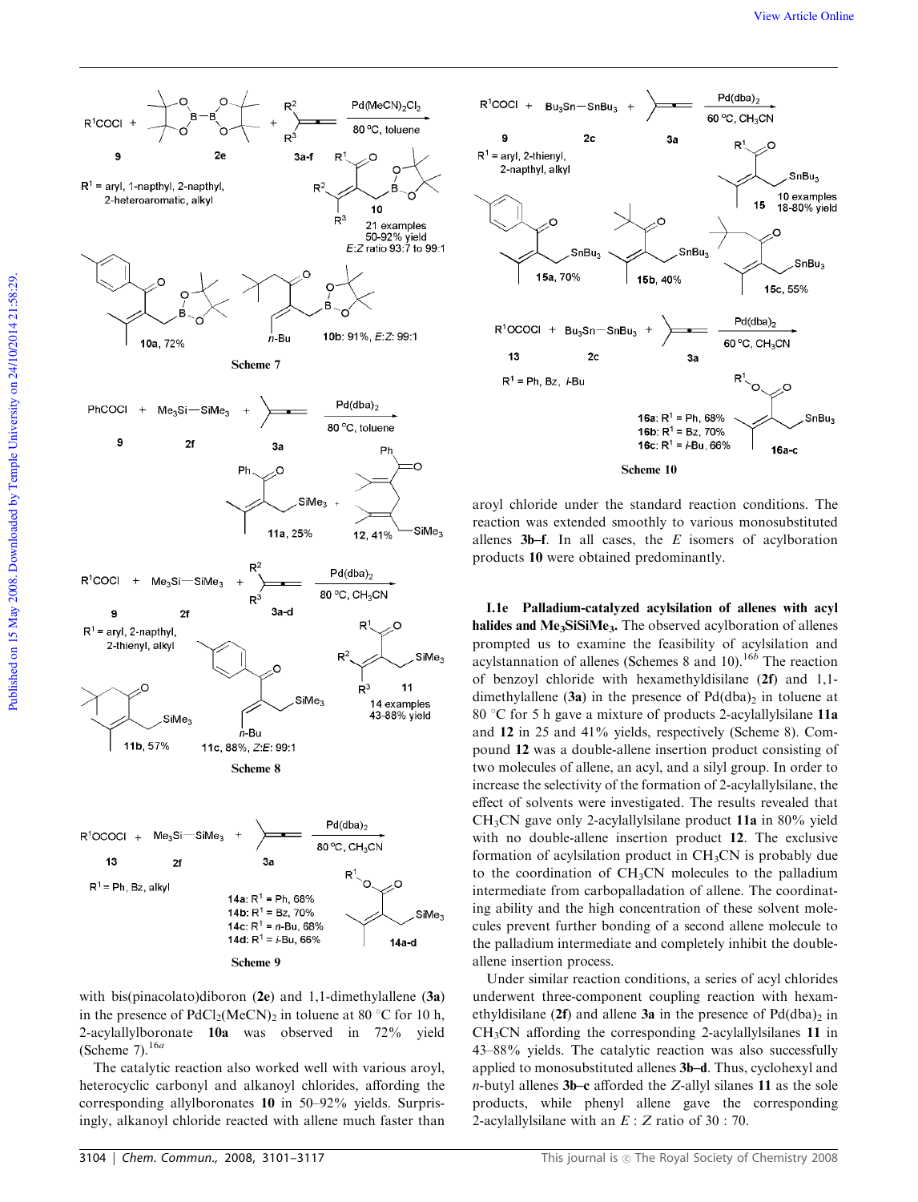Scheme 7

Scheme 8

Scheme 9

with bis(pinacolato)diboron (**2e**) and 1,1-dimethylallene (**3a**) in the presence of $PdCl_2(MeCN)_2$ in toluene at 80 °C for 10 h, 2-acylallylboronate **10a** was observed in 72% yield (Scheme 7).[16a]

The catalytic reaction also worked well with various aroyl, heterocyclic carbonyl and alkanoyl chlorides, affording the corresponding allylboronates **10** in 50–92% yields. Surprisingly, alkanoyl chloride reacted with allene much faster than aroyl chloride under the standard reaction conditions. The reaction was extended smoothly to various monosubstituted allenes **3b–f**. In all cases, the *E* isomers of acylboration products **10** were obtained predominantly.

Scheme 10

**I.1e Palladium-catalyzed acylsilation of allenes with acyl halides and $Me_3SiSiMe_3$.** The observed acylboration of allenes prompted us to examine the feasibility of acylsilation and acylstannation of allenes (Schemes 8 and 10).[16b] The reaction of benzoyl chloride with hexamethyldisilane (**2f**) and 1,1-dimethylallene (**3a**) in the presence of $Pd(dba)_2$ in toluene at 80 °C for 5 h gave a mixture of products 2-acylallylsilane **11a** and **12** in 25 and 41% yields, respectively (Scheme 8). Compound **12** was a double-allene insertion product consisting of two molecules of allene, an acyl, and a silyl group. In order to increase the selectivity of the formation of 2-acylallylsilane, the effect of solvents were investigated. The results revealed that $CH_3CN$ gave only 2-acylallylsilane product **11a** in 80% yield with no double-allene insertion product **12**. The exclusive formation of acylsilation product in $CH_3CN$ is probably due to the coordination of $CH_3CN$ molecules to the palladium intermediate from carbopalladation of allene. The coordinating ability and the high concentration of these solvent molecules prevent further bonding of a second allene molecule to the palladium intermediate and completely inhibit the double-allene insertion process.

Under similar reaction conditions, a series of acyl chlorides underwent three-component coupling reaction with hexamethyldisilane (**2f**) and allene **3a** in the presence of $Pd(dba)_2$ in $CH_3CN$ affording the corresponding 2-acylallylsilanes **11** in 43–88% yields. The catalytic reaction was also successfully applied to monosubstituted allenes **3b–d**. Thus, cyclohexyl and *n*-butyl allenes **3b–c** afforded the *Z*-allyl silanes **11** as the sole products, while phenyl allene gave the corresponding 2-acylallylsilane with an *E* : *Z* ratio of 30 : 70.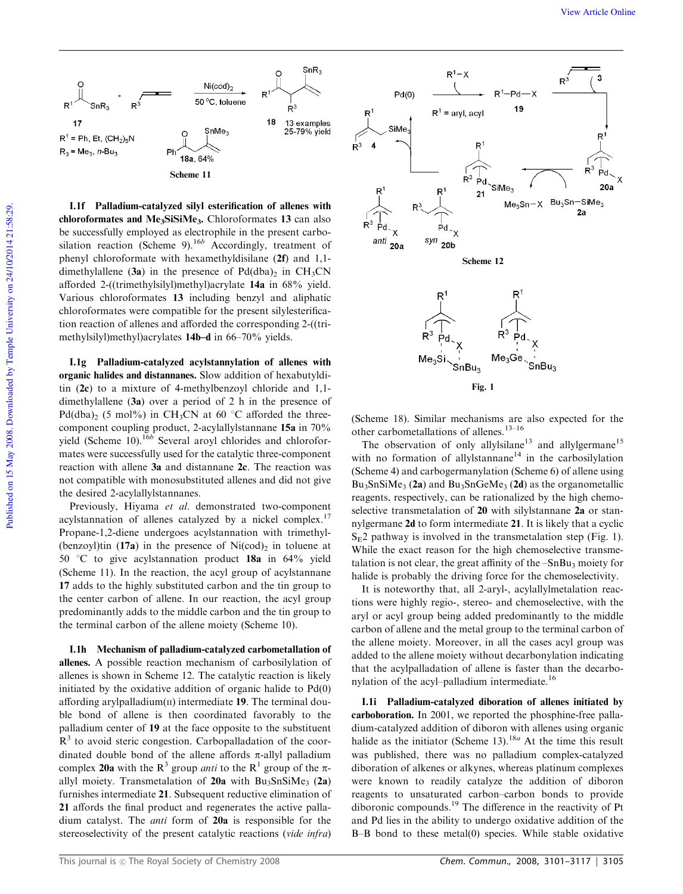Scheme 11

**I.1f Palladium-catalyzed silyl esterification of allenes with chloroformates and $Me_3SiSiMe_3$.** Chloroformates **13** can also be successfully employed as electrophile in the present carbosilation reaction (Scheme 9).[16b] Accordingly, treatment of phenyl chloroformate with hexamethyldisilane (**2f**) and 1,1-dimethylallene (**3a**) in the presence of $Pd(dba)_2$ in $CH_3CN$ afforded 2-((trimethylsilyl)methyl)acrylate **14a** in 68% yield. Various chloroformates **13** including benzyl and aliphatic chloroformates were compatible for the present silylesterification reaction of allenes and afforded the corresponding 2-((trimethylsilyl)methyl)acrylates **14b–d** in 66–70% yields.

**I.1g Palladium-catalyzed acylstannylation of allenes with organic halides and distannanes.** Slow addition of hexabutylditin (**2c**) to a mixture of 4-methylbenzoyl chloride and 1,1-dimethylallene (**3a**) over a period of 2 h in the presence of $Pd(dba)_2$ (5 mol%) in $CH_3CN$ at 60 °C afforded the three-component coupling product, 2-acylallylstannane **15a** in 70% yield (Scheme 10).[16b] Several aroyl chlorides and chloroformates were successfully used for the catalytic three-component reaction with allene **3a** and distannane **2c**. The reaction was not compatible with monosubstituted allenes and did not give the desired 2-acylallylstannanes.

Previously, Hiyama *et al.* demonstrated two-component acylstannation of allenes catalyzed by a nickel complex.[17] Propane-1,2-diene undergoes acylstannation with trimethyl-(benzoyl)tin (**17a**) in the presence of $Ni(cod)_2$ in toluene at 50 °C to give acylstannation product **18a** in 64% yield (Scheme 11). In the reaction, the acyl group of acylstannane **17** adds to the highly substituted carbon and the tin group to the center carbon of allene. In our reaction, the acyl group predominantly adds to the middle carbon and the tin group to the terminal carbon of the allene moiety (Scheme 10).

**I.1h Mechanism of palladium-catalyzed carbometallation of allenes.** A possible reaction mechanism of carbosilylation of allenes is shown in Scheme 12. The catalytic reaction is likely initiated by the oxidative addition of organic halide to Pd(0) affording arylpalladium(II) intermediate **19**. The terminal double bond of allene is then coordinated favorably to the palladium center of **19** at the face opposite to the substituent $R^3$ to avoid steric congestion. Carbopalladation of the coordinated double bond of the allene affords π-allyl palladium complex **20a** with the $R^3$ group *anti* to the $R^1$ group of the π-allyl moiety. Transmetalation of **20a** with $Bu_3SnSiMe_3$ (**2a**) furnishes intermediate **21**. Subsequent reductive elimination of **21** affords the final product and regenerates the active palladium catalyst. The *anti* form of **20a** is responsible for the stereoselectivity of the present catalytic reactions (*vide infra*)

Scheme 12

Fig. 1

(Scheme 18). Similar mechanisms are also expected for the other carbometallations of allenes.[13–16]

The observation of only allylsilane[13] and allylgermane[15] with no formation of allylstannane[14] in the carbosilylation (Scheme 4) and carbogermanylation (Scheme 6) of allene using $Bu_3SnSiMe_3$ (**2a**) and $Bu_3SnGeMe_3$ (**2d**) as the organometallic reagents, respectively, can be rationalized by the high chemoselective transmetalation of **20** with silylstannane **2a** or stannylgermane **2d** to form intermediate **21**. It is likely that a cyclic $S_E2$ pathway is involved in the transmetalation step (Fig. 1). While the exact reason for the high chemoselective transmetalation is not clear, the great affinity of the $–SnBu_3$ moiety for halide is probably the driving force for the chemoselectivity.

It is noteworthy that, all 2-aryl-, acylallylmetalation reactions were highly regio-, stereo- and chemoselective, with the aryl or acyl group being added predominantly to the middle carbon of allene and the metal group to the terminal carbon of the allene moiety. Moreover, in all the cases acyl group was added to the allene moiety without decarbonylation indicating that the acylpalladation of allene is faster than the decarbonylation of the acyl–palladium intermediate.[16]

**I.1i Palladium-catalyzed diboration of allenes initiated by carboboration.** In 2001, we reported the phosphine-free palladium-catalyzed addition of diboron with allenes using organic halide as the initiator (Scheme 13).[18a] At the time this result was published, there was no palladium complex-catalyzed diboration of alkenes or alkynes, whereas platinum complexes were known to readily catalyze the addition of diboron reagents to unsaturated carbon–carbon bonds to provide diboronic compounds.[19] The difference in the reactivity of Pt and Pd lies in the ability to undergo oxidative addition of the B–B bond to these metal(0) species. While stable oxidative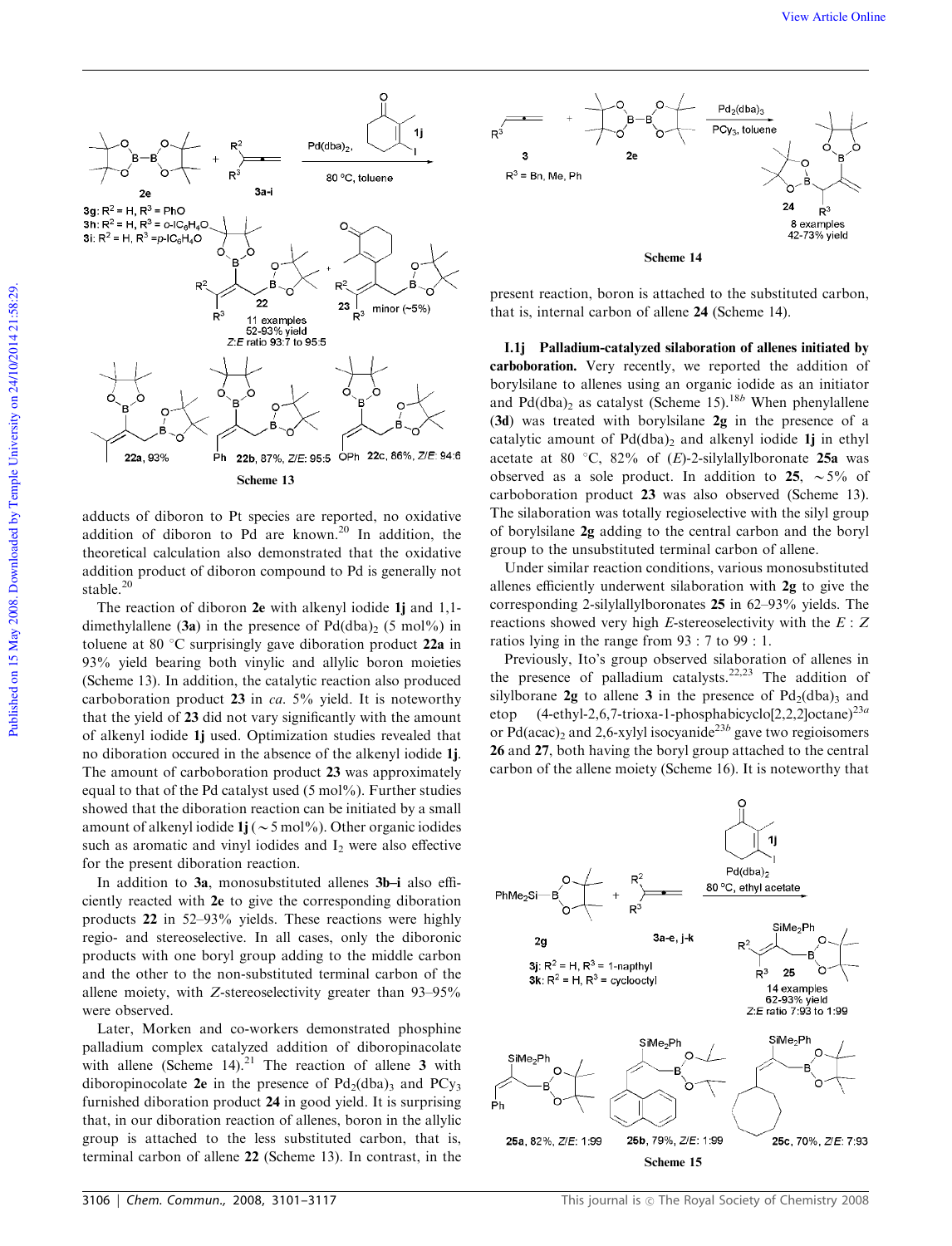Scheme 13

adducts of diboron to Pt species are reported, no oxidative addition of diboron to Pd are known.[20] In addition, the theoretical calculation also demonstrated that the oxidative addition product of diboron compound to Pd is generally not stable.[20]

The reaction of diboron **2e** with alkenyl iodide **1j** and 1,1-dimethylallene (**3a**) in the presence of $Pd(dba)_2$ (5 mol%) in toluene at 80 °C surprisingly gave diboration product **22a** in 93% yield bearing both vinylic and allylic boron moieties (Scheme 13). In addition, the catalytic reaction also produced carboboration product **23** in *ca.* 5% yield. It is noteworthy that the yield of **23** did not vary significantly with the amount of alkenyl iodide **1j** used. Optimization studies revealed that no diboration occured in the absence of the alkenyl iodide **1j**. The amount of carboboration product **23** was approximately equal to that of the Pd catalyst used (5 mol%). Further studies showed that the diboration reaction can be initiated by a small amount of alkenyl iodide **1j** (~5 mol%). Other organic iodides such as aromatic and vinyl iodides and $I_2$ were also effective for the present diboration reaction.

In addition to **3a**, monosubstituted allenes **3b–i** also efficiently reacted with **2e** to give the corresponding diboration products **22** in 52–93% yields. These reactions were highly regio- and stereoselective. In all cases, only the diboronic products with one boryl group adding to the middle carbon and the other to the non-substituted terminal carbon of the allene moiety, with *Z*-stereoselectivity greater than 93–95% were observed.

Later, Morken and co-workers demonstrated phosphine palladium complex catalyzed addition of diboropinacolate with allene (Scheme 14).[21] The reaction of allene **3** with diboropinacolate **2e** in the presence of $Pd_2(dba)_3$ and $PCy_3$ furnished diboration product **24** in good yield. It is surprising that, in our diboration reaction of allenes, boron in the allylic group is attached to the less substituted carbon, that is, terminal carbon of allene **22** (Scheme 13). In contrast, in the present reaction, boron is attached to the substituted carbon, that is, internal carbon of allene **24** (Scheme 14).

Scheme 14

**I.1j Palladium-catalyzed silaboration of allenes initiated by carboboration.** Very recently, we reported the addition of borylsilane to allenes using an organic iodide as an initiator and $Pd(dba)_2$ as catalyst (Scheme 15).[18b] When phenylallene (**3d**) was treated with borylsilane **2g** in the presence of a catalytic amount of $Pd(dba)_2$ and alkenyl iodide **1j** in ethyl acetate at 80 °C, 82% of (*E*)-2-silylallylboronate **25a** was observed as a sole product. In addition to **25**, ~5% of carboboration product **23** was also observed (Scheme 13). The silaboration was totally regioselective with the silyl group of borylsilane **2g** adding to the central carbon and the boryl group to the unsubstituted terminal carbon of allene.

Under similar reaction conditions, various monosubstituted allenes efficiently underwent silaboration with **2g** to give the corresponding 2-silylallylboronates **25** in 62–93% yields. The reactions showed very high *E*-stereoselectivity with the *E* : *Z* ratios lying in the range from 93 : 7 to 99 : 1.

Previously, Ito's group observed silaboration of allenes in the presence of palladium catalysts.[22,23] The addition of silylborane **2g** to allene **3** in the presence of $Pd_2(dba)_3$ and etop (4-ethyl-2,6,7-trioxa-1-phosphabicyclo[2,2,2]octane)[23a] or $Pd(acac)_2$ and 2,6-xylyl isocyanide[23b] gave two regioisomers **26** and **27**, both having the boryl group attached to the central carbon of the allene moiety (Scheme 16). It is noteworthy that

Scheme 15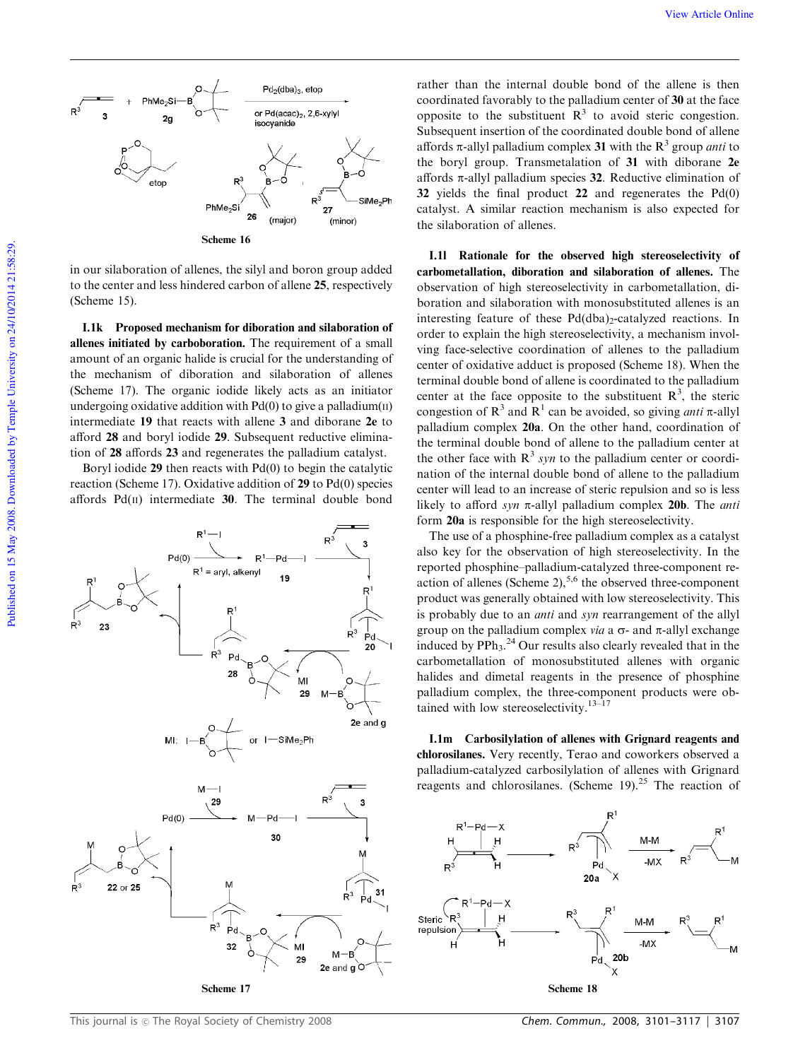Scheme 16

in our silaboration of allenes, the silyl and boron group added to the center and less hindered carbon of allene **25**, respectively (Scheme 15).

**I.1k Proposed mechanism for diboration and silaboration of allenes initiated by carboboration.** The requirement of a small amount of an organic halide is crucial for the understanding of the mechanism of diboration and silaboration of allenes (Scheme 17). The organic iodide likely acts as an initiator undergoing oxidative addition with Pd(0) to give a palladium(II) intermediate **19** that reacts with allene **3** and diborane **2e** to afford **28** and boryl iodide **29**. Subsequent reductive elimination of **28** affords **23** and regenerates the palladium catalyst.

Boryl iodide **29** then reacts with Pd(0) to begin the catalytic reaction (Scheme 17). Oxidative addition of **29** to Pd(0) species affords Pd(II) intermediate **30**. The terminal double bond rather than the internal double bond of the allene is then coordinated favorably to the palladium center of **30** at the face opposite to the substituent $R^3$ to avoid steric congestion. Subsequent insertion of the coordinated double bond of allene affords π-allyl palladium complex **31** with the $R^3$ group *anti* to the boryl group. Transmetalation of **31** with diborane **2e** affords π-allyl palladium species **32**. Reductive elimination of **32** yields the final product **22** and regenerates the Pd(0) catalyst. A similar reaction mechanism is also expected for the silaboration of allenes.

Scheme 17

**I.1l Rationale for the observed high stereoselectivity of carbometallation, diboration and silaboration of allenes.** The observation of high stereoselectivity in carbometallation, diboration and silaboration with monosubstituted allenes is an interesting feature of these $Pd(dba)_2$-catalyzed reactions. In order to explain the high stereoselectivity, a mechanism involving face-selective coordination of allenes to the palladium center of oxidative adduct is proposed (Scheme 18). When the terminal double bond of allene is coordinated to the palladium center at the face opposite to the substituent $R^3$, the steric congestion of $R^3$ and $R^1$ can be avoided, so giving *anti* π-allyl palladium complex **20a**. On the other hand, coordination of the terminal double bond of allene to the palladium center at the other face with $R^3$ *syn* to the palladium center or coordination of the internal double bond of allene to the palladium center will lead to an increase of steric repulsion and so is less likely to afford *syn* π-allyl palladium complex **20b**. The *anti* form **20a** is responsible for the high stereoselectivity.

The use of a phosphine-free palladium complex as a catalyst also key for the observation of high stereoselectivity. In the reported phosphine–palladium-catalyzed three-component reaction of allenes (Scheme 2),[5,6] the observed three-component product was generally obtained with low stereoselectivity. This is probably due to an *anti* and *syn* rearrangement of the allyl group on the palladium complex *via* a σ- and π-allyl exchange induced by $PPh_3$.[24] Our results also clearly revealed that in the carbometallation of monosubstituted allenes with organic halides and dimetal reagents in the presence of phosphine palladium complex, the three-component products were obtained with low stereoselectivity.[13–17]

**I.1m Carbosilylation of allenes with Grignard reagents and chlorosilanes.** Very recently, Terao and coworkers observed a palladium-catalyzed carbosilylation of allenes with Grignard reagents and chlorosilanes. (Scheme 19).[25] The reaction of

Scheme 18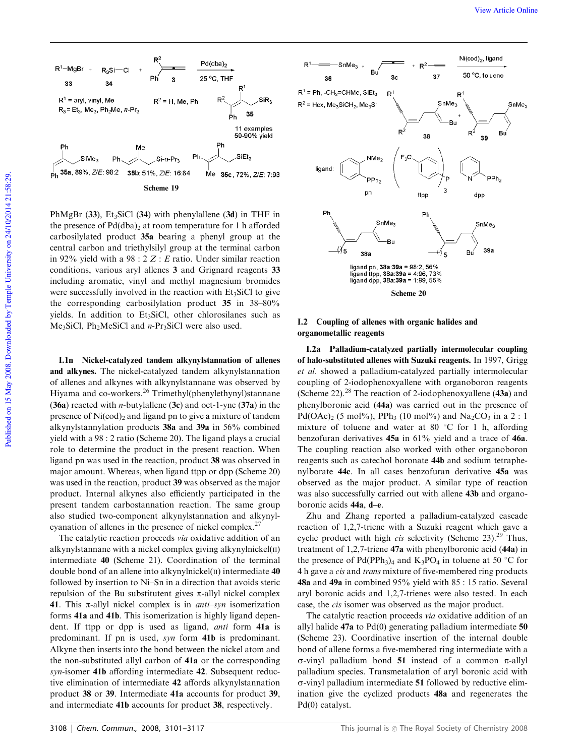Scheme 19

PhMgBr (**33**), $Et_3SiCl$ (**34**) with phenylallene (**3d**) in THF in the presence of $Pd(dba)_2$ at room temperature for 1 h afforded carbosilylated product **35a** bearing a phenyl group at the central carbon and triethylsilyl group at the terminal carbon in 92% yield with a 98 : 2 *Z* : *E* ratio. Under similar reaction conditions, various aryl allenes **3** and Grignard reagents **33** including aromatic, vinyl and methyl magnesium bromides were successfully involved in the reaction with $Et_3SiCl$ to give the corresponding carbosilylation product **35** in 38–80% yields. In addition to $Et_3SiCl$, other chlorosilanes such as $Me_3SiCl$, $Ph_2MeSiCl$ and *n*-$Pr_3SiCl$ were also used.

**I.1n Nickel-catalyzed tandem alkynylstannation of allenes and alkynes.** The nickel-catalyzed tandem alkynylstannation of allenes and alkynes with alkynylstannane was observed by Hiyama and co-workers.[26] Trimethyl(phenylethynyl)stannane (**36a**) reacted with *n*-butylallene (**3c**) and oct-1-yne (**37a**) in the presence of $Ni(cod)_2$ and ligand pn to give a mixture of tandem alkynylstannylation products **38a** and **39a** in 56% combined yield with a 98 : 2 ratio (Scheme 20). The ligand plays a crucial role to determine the product in the present reaction. When ligand pn was used in the reaction, product **38** was observed in major amount. Whereas, when ligand ttpp or dpp (Scheme 20) was used in the reaction, product **39** was observed as the major product. Internal alkynes also efficiently participated in the present tandem carbostannation reaction. The same group also studied two-component alkynylstannation and alkynylcyanation of allenes in the presence of nickel complex.[27]

The catalytic reaction proceeds *via* oxidative addition of an alkynylstannane with a nickel complex giving alkynylnickel(II) intermediate **40** (Scheme 21). Coordination of the terminal double bond of an allene into alkynylnickel(II) intermediate **40** followed by insertion to Ni–Sn in a direction that avoids steric repulsion of the Bu substituent gives π-allyl nickel complex **41**. This π-allyl nickel complex is in *anti*–*syn* isomerization forms **41a** and **41b**. This isomerization is highly ligand dependent. If ttpp or dpp is used as ligand, *anti* form **41a** is predominant. If pn is used, *syn* form **41b** is predominant. Alkyne then inserts into the bond between the nickel atom and the non-substituted allyl carbon of **41a** or the corresponding *syn*-isomer **41b** affording intermediate **42**. Subsequent reductive elimination of intermediate **42** affords alkynylstannation product **38** or **39**. Intermediate **41a** accounts for product **39**, and intermediate **41b** accounts for product **38**, respectively.

Scheme 20

## I.2 Coupling of allenes with organic halides and organometallic reagents

**I.2a Palladium-catalyzed partially intermolecular coupling of halo-substituted allenes with Suzuki reagents.** In 1997, Grigg *et al.* showed a palladium-catalyzed partially intermolecular coupling of 2-iodophenoxyallene with organoboron reagents (Scheme 22).[28] The reaction of 2-iodophenoxyallene (**43a**) and phenylboronic acid (**44a**) was carried out in the presence of $Pd(OAc)_2$ (5 mol%), $PPh_3$ (10 mol%) and $Na_2CO_3$ in a 2 : 1 mixture of toluene and water at 80 °C for 1 h, affording benzofuran derivatives **45a** in 61% yield and a trace of **46a**. The coupling reaction also worked with other organoboron reagents such as catechol boronate **44b** and sodium tetraphenylborate **44c**. In all cases benzofuran derivative **45a** was observed as the major product. A similar type of reaction was also successfully carried out with allene **43b** and organoboronic acids **44a**, **d–e**.

Zhu and Zhang reported a palladium-catalyzed cascade reaction of 1,2,7-triene with a Suzuki reagent which gave a cyclic product with high *cis* selectivity (Scheme 23).[29] Thus, treatment of 1,2,7-triene **47a** with phenylboronic acid (**44a**) in the presence of $Pd(PPh_3)_4$ and $K_3PO_4$ in toluene at 50 °C for 4 h gave a *cis* and *trans* mixture of five-membered ring products **48a** and **49a** in combined 95% yield with 85 : 15 ratio. Several aryl boronic acids and 1,2,7-trienes were also tested. In each case, the *cis* isomer was observed as the major product.

The catalytic reaction proceeds *via* oxidative addition of an allyl halide **47a** to Pd(0) generating palladium intermediate **50** (Scheme 23). Coordinative insertion of the internal double bond of allene forms a five-membered ring intermediate with a σ-vinyl palladium bond **51** instead of a common π-allyl palladium species. Transmetalation of aryl boronic acid with σ-vinyl palladium intermediate **51** followed by reductive elimination give the cyclized products **48a** and **49a** and regenerates the Pd(0) catalyst.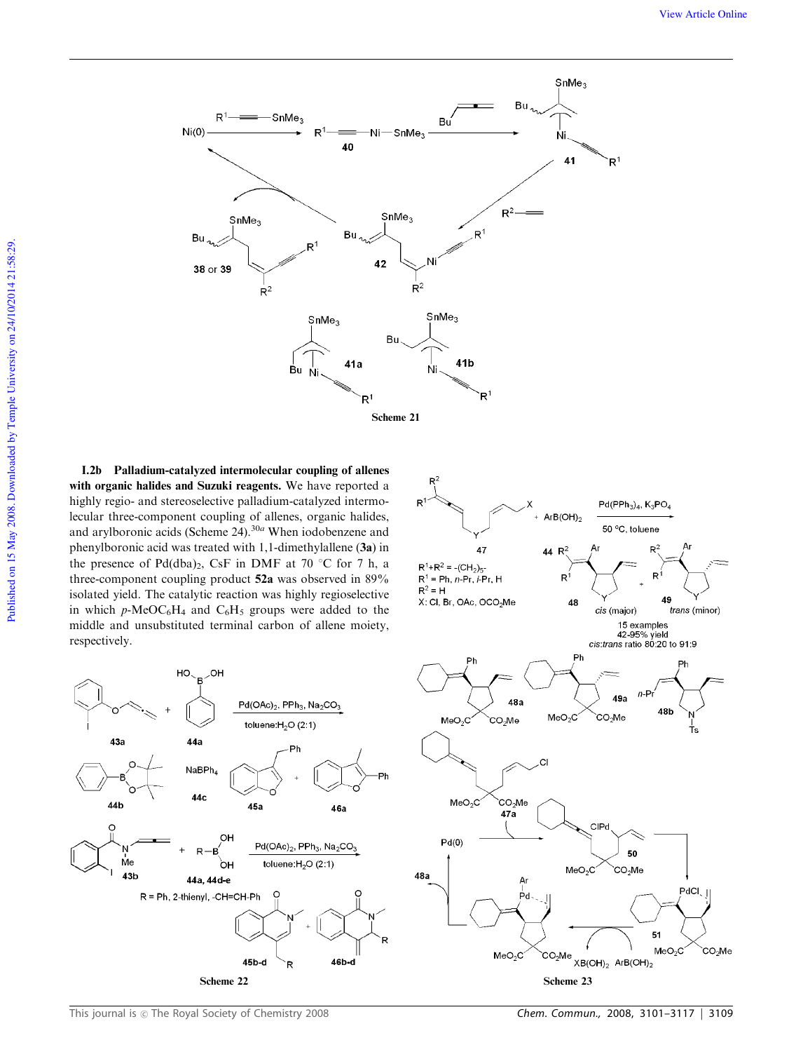Scheme 21

**I.2b Palladium-catalyzed intermolecular coupling of allenes with organic halides and Suzuki reagents.** We have reported a highly regio- and stereoselective palladium-catalyzed intermolecular three-component coupling of allenes, organic halides, and arylboronic acids (Scheme 24).[30a] When iodobenzene and phenylboronic acid was treated with 1,1-dimethylallene (**3a**) in the presence of $Pd(dba)_2$, CsF in DMF at 70 °C for 7 h, a three-component coupling product **52a** was observed in 89% isolated yield. The catalytic reaction was highly regioselective in which $p$-$MeOC_6H_4$ and $C_6H_5$ groups were added to the middle and unsubstituted terminal carbon of allene moiety, respectively.

Scheme 22

Scheme 23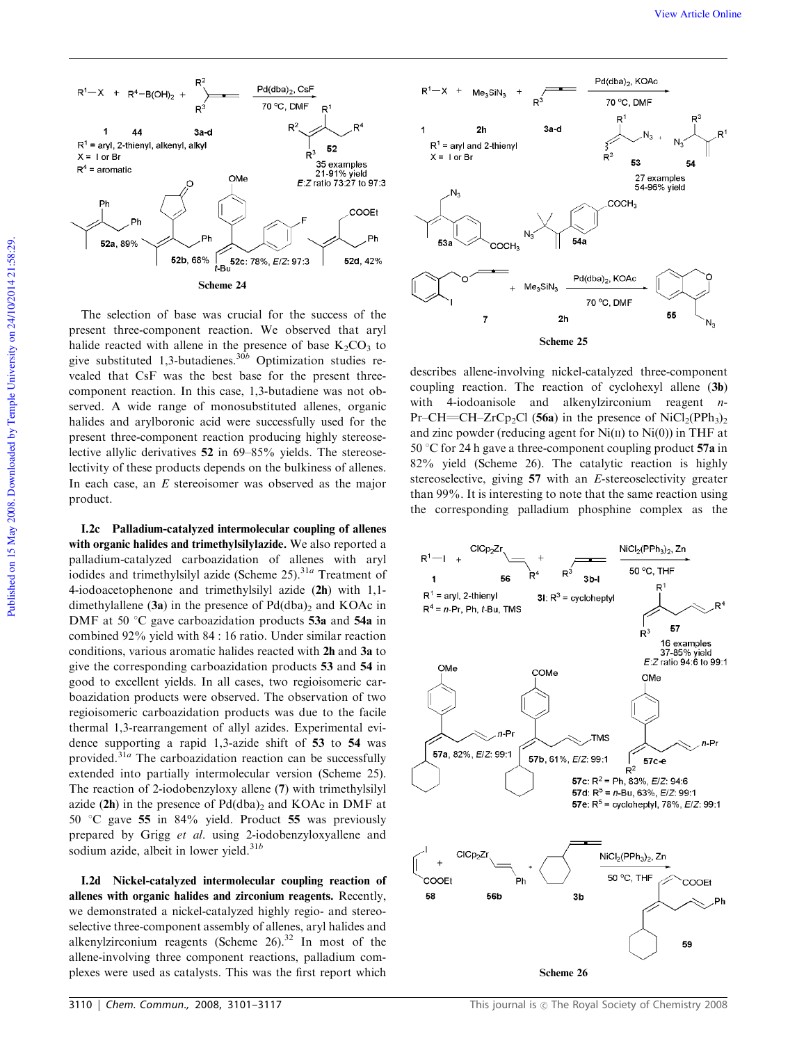Scheme 24

The selection of base was crucial for the success of the present three-component reaction. We observed that aryl halide reacted with allene in the presence of base $K_2CO_3$ to give substituted 1,3-butadienes.[30b] Optimization studies revealed that CsF was the best base for the present three-component reaction. In this case, 1,3-butadiene was not observed. A wide range of monosubstituted allenes, organic halides and arylboronic acid were successfully used for the present three-component reaction producing highly stereoselective allylic derivatives **52** in 69–85% yields. The stereoselectivity of these products depends on the bulkiness of allenes. In each case, an *E* stereoisomer was observed as the major product.

**I.2c Palladium-catalyzed intermolecular coupling of allenes with organic halides and trimethylsilylazide.** We also reported a palladium-catalyzed carboazidation of allenes with aryl iodides and trimethylsilyl azide (Scheme 25).[31a] Treatment of 4-iodoacetophenone and trimethylsilyl azide (**2h**) with 1,1-dimethylallene (**3a**) in the presence of $Pd(dba)_2$ and KOAc in DMF at 50 °C gave carboazidation products **53a** and **54a** in combined 92% yield with 84 : 16 ratio. Under similar reaction conditions, various aromatic halides reacted with **2h** and **3a** to give the corresponding carboazidation products **53** and **54** in good to excellent yields. In all cases, two regioisomeric carboazidation products were observed. The observation of two regioisomeric carboazidation products was due to the facile thermal 1,3-rearrangement of allyl azides. Experimental evidence supporting a rapid 1,3-azide shift of **53** to **54** was provided.[31a] The carboazidation reaction can be successfully extended into partially intermolecular version (Scheme 25). The reaction of 2-iodobenzyloxy allene (**7**) with trimethylsilyl azide (**2h**) in the presence of $Pd(dba)_2$ and KOAc in DMF at 50 °C gave **55** in 84% yield. Product **55** was previously prepared by Grigg *et al.* using 2-iodobenzyloxyallene and sodium azide, albeit in lower yield.[31b]

**I.2d Nickel-catalyzed intermolecular coupling reaction of allenes with organic halides and zirconium reagents.** Recently, we demonstrated a nickel-catalyzed highly regio- and stereoselective three-component assembly of allenes, aryl halides and alkenylzirconium reagents (Scheme 26).[32] In most of the allene-involving three component reactions, palladium complexes were used as catalysts. This was the first report which

Scheme 25

describes allene-involving nickel-catalyzed three-component coupling reaction. The reaction of cyclohexyl allene (**3b**) with 4-iodoanisole and alkenylzirconium reagent *n*-Pr–CH=CH–$ZrCp_2Cl$ (**56a**) in the presence of $NiCl_2(PPh_3)_2$ and zinc powder (reducing agent for Ni(II) to Ni(0)) in THF at 50 °C for 24 h gave a three-component coupling product **57a** in 82% yield (Scheme 26). The catalytic reaction is highly stereoselective, giving **57** with an *E*-stereoselectivity greater than 99%. It is interesting to note that the same reaction using the corresponding palladium phosphine complex as the

Scheme 26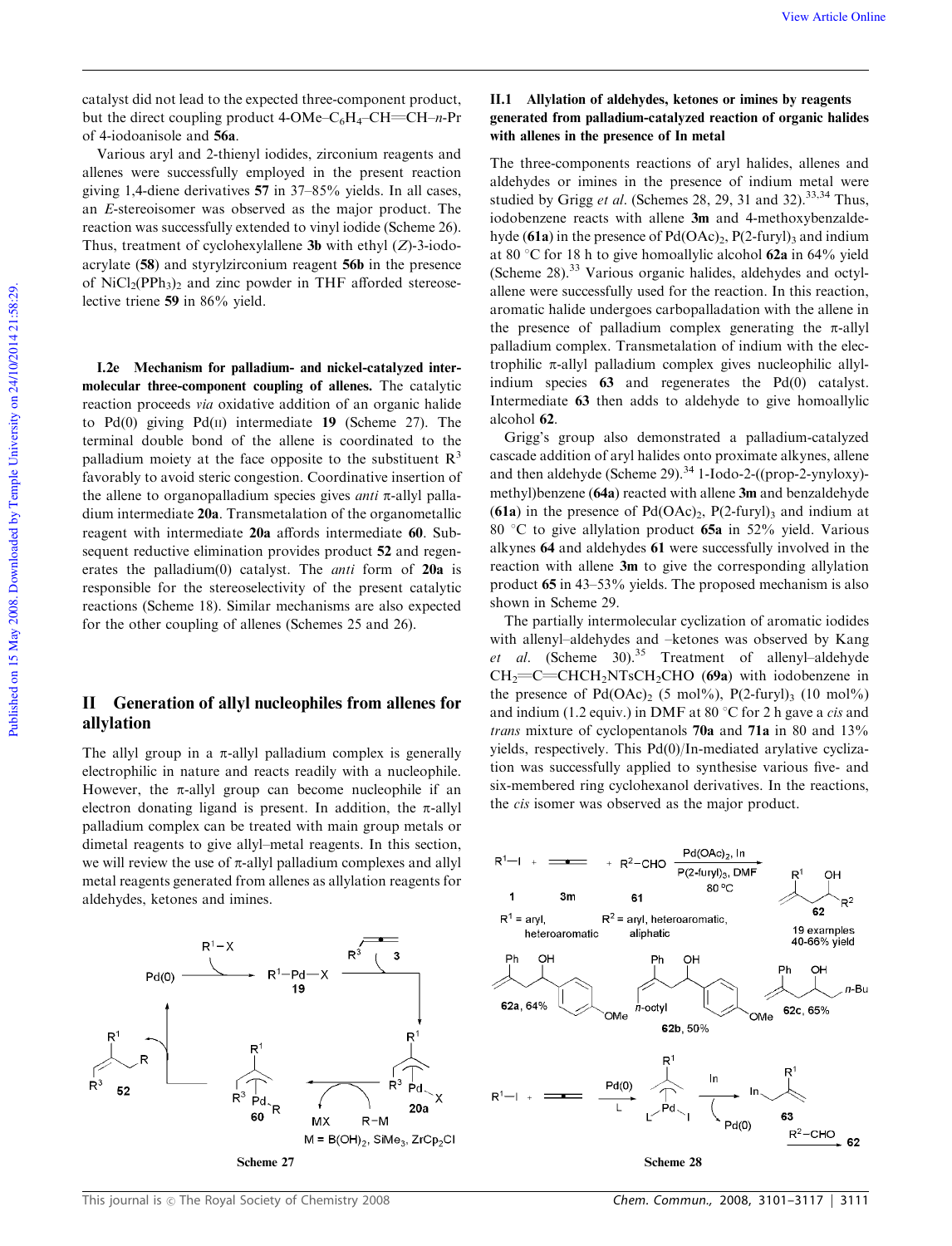catalyst did not lead to the expected three-component product, but the direct coupling product 4-OMe–$C_6H_4$–CH=CH–n-Pr of 4-iodoanisole and **56a**.

Various aryl and 2-thienyl iodides, zirconium reagents and allenes were successfully employed in the present reaction giving 1,4-diene derivatives **57** in 37–85% yields. In all cases, an *E*-stereoisomer was observed as the major product. The reaction was successfully extended to vinyl iodide (Scheme 26). Thus, treatment of cyclohexylallene **3b** with ethyl (*Z*)-3-iodo-acrylate (**58**) and styrylzirconium reagent **56b** in the presence of $NiCl_2(PPh_3)_2$ and zinc powder in THF afforded stereoselective triene **59** in 86% yield.

**I.2e Mechanism for palladium- and nickel-catalyzed intermolecular three-component coupling of allenes.** The catalytic reaction proceeds *via* oxidative addition of an organic halide to Pd(0) giving Pd(II) intermediate **19** (Scheme 27). The terminal double bond of the allene is coordinated to the palladium moiety at the face opposite to the substituent $R^3$ favorably to avoid steric congestion. Coordinative insertion of the allene to organopalladium species gives *anti* π-allyl palladium intermediate **20a**. Transmetalation of the organometallic reagent with intermediate **20a** affords intermediate **60**. Subsequent reductive elimination provides product **52** and regenerates the palladium(0) catalyst. The *anti* form of **20a** is responsible for the stereoselectivity of the present catalytic reactions (Scheme 18). Similar mechanisms are also expected for the other coupling of allenes (Schemes 25 and 26).

## II Generation of allyl nucleophiles from allenes for allylation

The allyl group in a π-allyl palladium complex is generally electrophilic in nature and reacts readily with a nucleophile. However, the π-allyl group can become nucleophile if an electron donating ligand is present. In addition, the π-allyl palladium complex can be treated with main group metals or dimetal reagents to give allyl–metal reagents. In this section, we will review the use of π-allyl palladium complexes and allyl metal reagents generated from allenes as allylation reagents for aldehydes, ketones and imines.

Scheme 27

### II.1 Allylation of aldehydes, ketones or imines by reagents generated from palladium-catalyzed reaction of organic halides with allenes in the presence of In metal

The three-components reactions of aryl halides, allenes and aldehydes or imines in the presence of indium metal were studied by Grigg *et al.* (Schemes 28, 29, 31 and 32).[33,34] Thus, iodobenzene reacts with allene **3m** and 4-methoxybenzaldehyde (**61a**) in the presence of $Pd(OAc)_2$, $P(2\text{-furyl})_3$ and indium at 80 °C for 18 h to give homoallylic alcohol **62a** in 64% yield (Scheme 28).[33] Various organic halides, aldehydes and octylallene were successfully used for the reaction. In this reaction, aromatic halide undergoes carbopalladation with the allene in the presence of palladium complex generating the π-allyl palladium complex. Transmetalation of indium with the electrophilic π-allyl palladium complex gives nucleophilic allylindium species **63** and regenerates the Pd(0) catalyst. Intermediate **63** then adds to aldehyde to give homoallylic alcohol **62**.

Grigg's group also demonstrated a palladium-catalyzed cascade addition of aryl halides onto proximate alkynes, allene and then aldehyde (Scheme 29).[34] 1-Iodo-2-((prop-2-ynyloxy)-methyl)benzene (**64a**) reacted with allene **3m** and benzaldehyde (**61a**) in the presence of $Pd(OAc)_2$, $P(2\text{-furyl})_3$ and indium at 80 °C to give allylation product **65a** in 52% yield. Various alkynes **64** and aldehydes **61** were successfully involved in the reaction with allene **3m** to give the corresponding allylation product **65** in 43–53% yields. The proposed mechanism is also shown in Scheme 29.

The partially intermolecular cyclization of aromatic iodides with allenyl–aldehydes and –ketones was observed by Kang *et al.* (Scheme 30).[35] Treatment of allenyl–aldehyde $CH_2$=C=$CHCH_2NTsCH_2CHO$ (**69a**) with iodobenzene in the presence of $Pd(OAc)_2$ (5 mol%), $P(2\text{-furyl})_3$ (10 mol%) and indium (1.2 equiv.) in DMF at 80 °C for 2 h gave a *cis* and *trans* mixture of cyclopentanols **70a** and **71a** in 80 and 13% yields, respectively. This Pd(0)/In-mediated arylative cyclization was successfully applied to synthesise various five- and six-membered ring cyclohexanol derivatives. In the reactions, the *cis* isomer was observed as the major product.

Scheme 28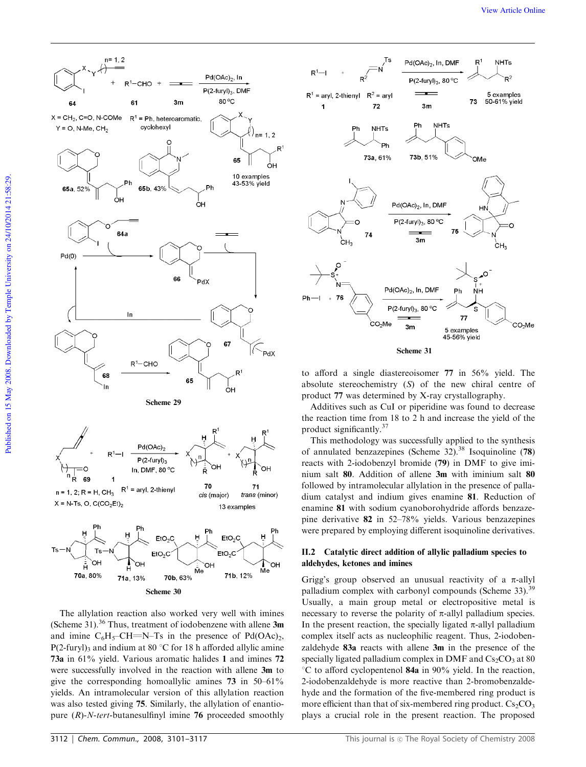Scheme 29

Scheme 30

The allylation reaction also worked very well with imines (Scheme 31).[36] Thus, treatment of iodobenzene with allene **3m** and imine $C_6H_5$–CH=N–Ts in the presence of $Pd(OAc)_2$, $P(2\text{-furyl})_3$ and indium at 80 °C for 18 h afforded allylic amine **73a** in 61% yield. Various aromatic halides **1** and imines **72** were successfully involved in the reaction with allene **3m** to give the corresponding homoallylic amines **73** in 50–61% yields. An intramolecular version of this allylation reaction was also tested giving **75**. Similarly, the allylation of enantiopure (*R*)-*N*-*tert*-butanesulfinyl imine **76** proceeded smoothly to afford a single diastereoisomer **77** in 56% yield. The absolute stereochemistry (*S*) of the new chiral centre of product **77** was determined by X-ray crystallography.

Scheme 31

Additives such as CuI or piperidine was found to decrease the reaction time from 18 to 2 h and increase the yield of the product significantly.[37]

This methodology was successfully applied to the synthesis of annulated benzazepines (Scheme 32).[38] Isoquinoline (**78**) reacts with 2-iodobenzyl bromide (**79**) in DMF to give iminium salt **80**. Addition of allene **3m** with iminium salt **80** followed by intramolecular allylation in the presence of palladium catalyst and indium gives enamine **81**. Reduction of enamine **81** with sodium cyanoborohydride affords benzazepine derivative **82** in 52–78% yields. Various benzazepines were prepared by employing different isoquinoline derivatives.

## II.2 Catalytic direct addition of allylic palladium species to aldehydes, ketones and imines

Grigg's group observed an unusual reactivity of a π-allyl palladium complex with carbonyl compounds (Scheme 33).[39] Usually, a main group metal or electropositive metal is necessary to reverse the polarity of π-allyl palladium species. In the present reaction, the specially ligated π-allyl palladium complex itself acts as nucleophilic reagent. Thus, 2-iodobenzaldehyde **83a** reacts with allene **3m** in the presence of the specially ligated palladium complex in DMF and $Cs_2CO_3$ at 80 °C to afford cyclopentenol **84a** in 90% yield. In the reaction, 2-iodobenzaldehyde is more reactive than 2-bromobenzaldehyde and the formation of the five-membered ring product is more efficient than that of six-membered ring product. $Cs_2CO_3$ plays a crucial role in the present reaction. The proposed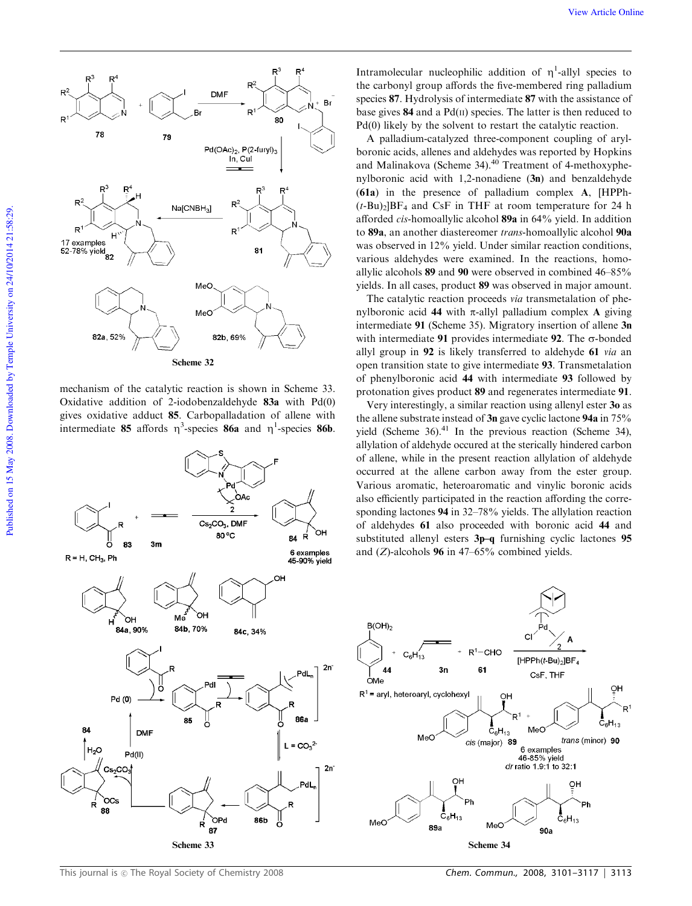Scheme 32

mechanism of the catalytic reaction is shown in Scheme 33. Oxidative addition of 2-iodobenzaldehyde **83a** with Pd(0) gives oxidative adduct **85**. Carbopalladation of allene with intermediate **85** affords $\eta^3$-species **86a** and $\eta^1$-species **86b**.

Scheme 33

Intramolecular nucleophilic addition of $\eta^1$-allyl species to the carbonyl group affords the five-membered ring palladium species **87**. Hydrolysis of intermediate **87** with the assistance of base gives **84** and a Pd(II) species. The latter is then reduced to Pd(0) likely by the solvent to restart the catalytic reaction.

A palladium-catalyzed three-component coupling of arylboronic acids, allenes and aldehydes was reported by Hopkins and Malinakova (Scheme 34).[40] Treatment of 4-methoxyphenylboronic acid with 1,2-nonadiene (**3n**) and benzaldehyde (**61a**) in the presence of palladium complex **A**, $[HPPh(t\text{-Bu})_2]BF_4$ and CsF in THF at room temperature for 24 h afforded *cis*-homoallylic alcohol **89a** in 64% yield. In addition to **89a**, an another diastereomer *trans*-homoallylic alcohol **90a** was observed in 12% yield. Under similar reaction conditions, various aldehydes were examined. In the reactions, homoallylic alcohols **89** and **90** were observed in combined 46–85% yields. In all cases, product **89** was observed in major amount.

The catalytic reaction proceeds *via* transmetalation of phenylboronic acid **44** with π-allyl palladium complex **A** giving intermediate **91** (Scheme 35). Migratory insertion of allene **3n** with intermediate **91** provides intermediate **92**. The σ-bonded allyl group in **92** is likely transferred to aldehyde **61** *via* an open transition state to give intermediate **93**. Transmetalation of phenylboronic acid **44** with intermediate **93** followed by protonation gives product **89** and regenerates intermediate **91**.

Very interestingly, a similar reaction using allenyl ester **3o** as the allene substrate instead of **3n** gave cyclic lactone **94a** in 75% yield (Scheme 36).[41] In the previous reaction (Scheme 34), allylation of aldehyde occured at the sterically hindered carbon of allene, while in the present reaction allylation of aldehyde occurred at the allene carbon away from the ester group. Various aromatic, heteroaromatic and vinylic boronic acids also efficiently participated in the reaction affording the corresponding lactones **94** in 32–78% yields. The allylation reaction of aldehydes **61** also proceeded with boronic acid **44** and substituted allenyl esters **3p–q** furnishing cyclic lactones **95** and (*Z*)-alcohols **96** in 47–65% combined yields.

Scheme 34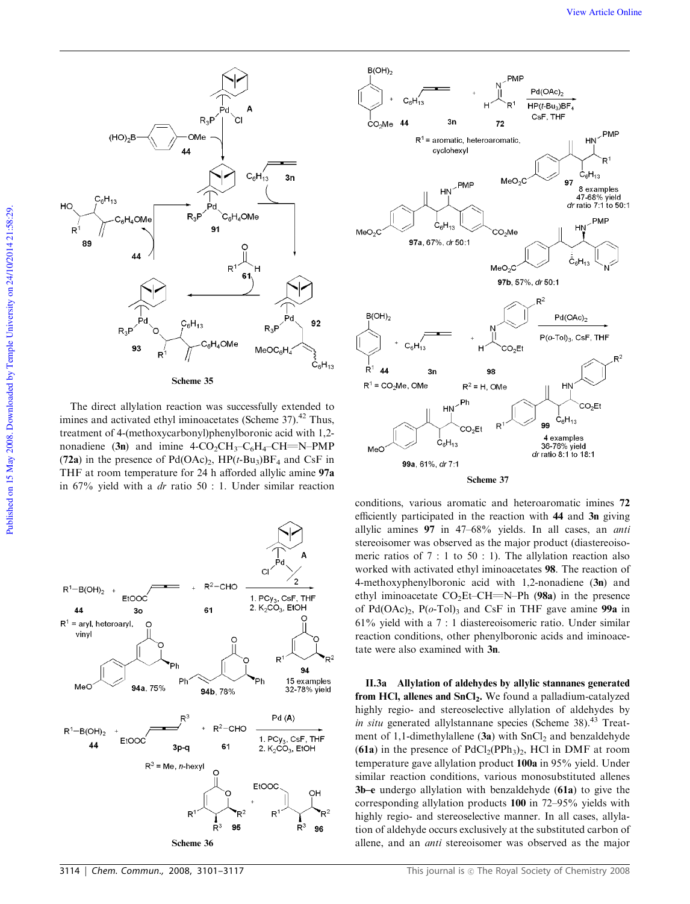Scheme 35

The direct allylation reaction was successfully extended to imines and activated ethyl iminoacetates (Scheme 37).[42] Thus, treatment of 4-(methoxycarbonyl)phenylboronic acid with 1,2-nonadiene (**3n**) and imine 4-$CO_2CH_3$–$C_6H_4$–CH=N–PMP (**72a**) in the presence of $Pd(OAc)_2$, $HP(t\text{-}Bu_3)BF_4$ and CsF in THF at room temperature for 24 h afforded allylic amine **97a** in 67% yield with a *dr* ratio 50 : 1. Under similar reaction conditions, various aromatic and heteroaromatic imines **72** efficiently participated in the reaction with **44** and **3n** giving allylic amines **97** in 47–68% yields. In all cases, an *anti* stereoisomer was observed as the major product (diastereoisomeric ratios of 7 : 1 to 50 : 1). The allylation reaction also worked with activated ethyl iminoacetates **98**. The reaction of 4-methoxyphenylboronic acid with 1,2-nonadiene (**3n**) and ethyl iminoacetate $CO_2Et$–CH=N–Ph (**98a**) in the presence of $Pd(OAc)_2$, $P(o\text{-Tol})_3$ and CsF in THF gave amine **99a** in 61% yield with a 7 : 1 diastereoisomeric ratio. Under similar reaction conditions, other phenylboronic acids and iminoacetate were also examined with **3n**.

Scheme 36

Scheme 37

### II.3a Allylation of aldehydes by allylic stannanes generated from HCl, allenes and SnCl₂.

We found a palladium-catalyzed highly regio- and stereoselective allylation of aldehydes by *in situ* generated allylstannane species (Scheme 38).[43] Treatment of 1,1-dimethylallene (**3a**) with $SnCl_2$ and benzaldehyde (**61a**) in the presence of $PdCl_2(PPh_3)_2$, HCl in DMF at room temperature gave allylation product **100a** in 95% yield. Under similar reaction conditions, various monosubstituted allenes **3b–e** undergo allylation with benzaldehyde (**61a**) to give the corresponding allylation products **100** in 72–95% yields with highly regio- and stereoselective manner. In all cases, allylation of aldehyde occurs exclusively at the substituted carbon of allene, and an *anti* stereoisomer was observed as the major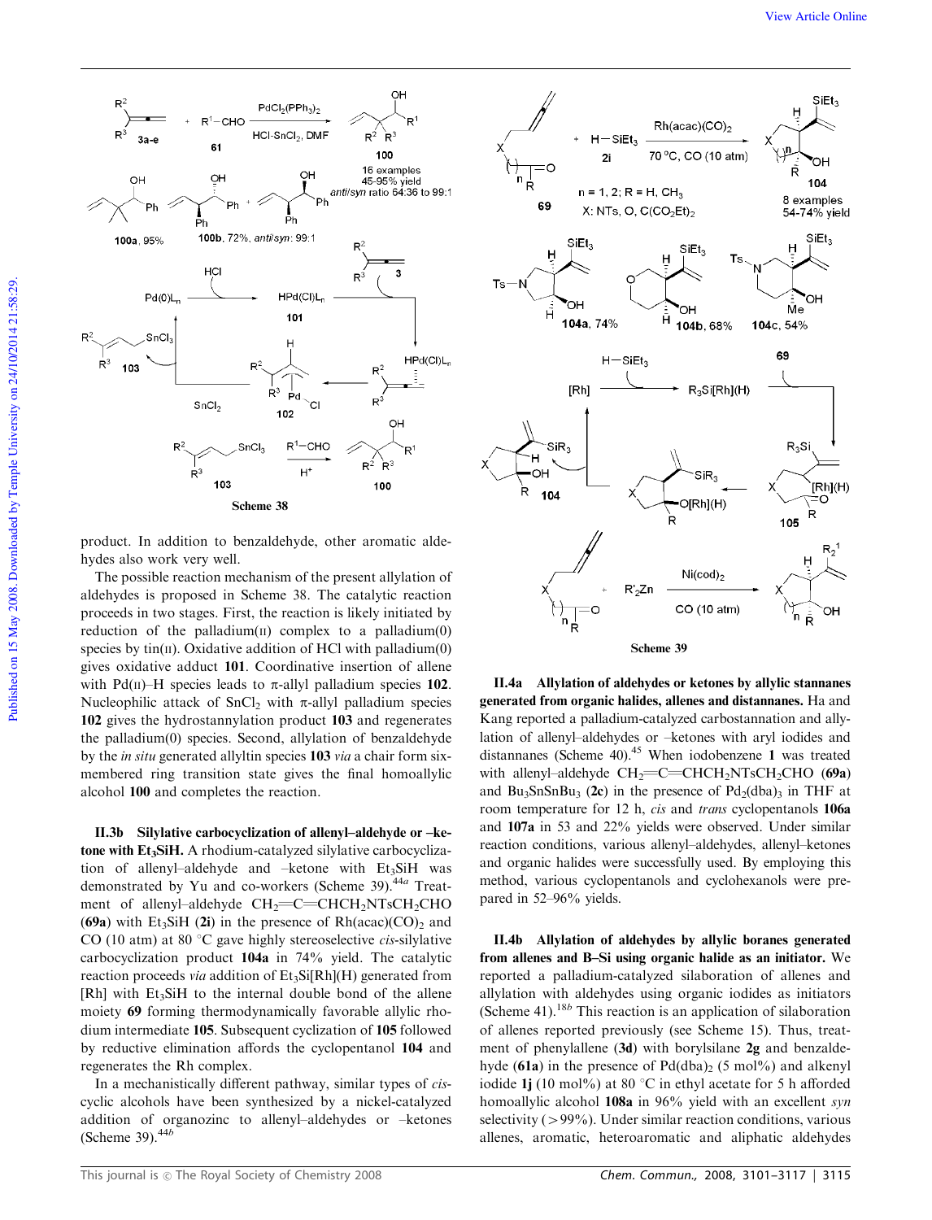Scheme 38

product. In addition to benzaldehyde, other aromatic aldehydes also work very well.

The possible reaction mechanism of the present allylation of aldehydes is proposed in Scheme 38. The catalytic reaction proceeds in two stages. First, the reaction is likely initiated by reduction of the palladium(II) complex to a palladium(0) species by tin(II). Oxidative addition of HCl with palladium(0) gives oxidative adduct **101**. Coordinative insertion of allene with Pd(II)–H species leads to π-allyl palladium species **102**. Nucleophilic attack of $SnCl_2$ with π-allyl palladium species **102** gives the hydrostannylation product **103** and regenerates the palladium(0) species. Second, allylation of benzaldehyde by the *in situ* generated allyltin species **103** *via* a chair form six-membered ring transition state gives the final homoallylic alcohol **100** and completes the reaction.

**II.3b Silylative carbocyclization of allenyl–aldehyde or –ketone with $Et_3SiH$.** A rhodium-catalyzed silylative carbocyclization of allenyl–aldehyde and –ketone with $Et_3SiH$ was demonstrated by Yu and co-workers (Scheme 39).[44a] Treatment of allenyl–aldehyde $CH_2{=}C{=}CHCH_2NTsCH_2CHO$ (**69a**) with $Et_3SiH$ (**2i**) in the presence of $Rh(acac)(CO)_2$ and CO (10 atm) at 80 °C gave highly stereoselective *cis*-silylative carbocyclization product **104a** in 74% yield. The catalytic reaction proceeds *via* addition of $Et_3Si[Rh](H)$ generated from [Rh] with $Et_3SiH$ to the internal double bond of the allene moiety **69** forming thermodynamically favorable allylic rhodium intermediate **105**. Subsequent cyclization of **105** followed by reductive elimination affords the cyclopentanol **104** and regenerates the Rh complex.

In a mechanistically different pathway, similar types of *cis*-cyclic alcohols have been synthesized by a nickel-catalyzed addition of organozinc to allenyl–aldehydes or –ketones (Scheme 39).[44b]

Scheme 39

**II.4a Allylation of aldehydes or ketones by allylic stannanes generated from organic halides, allenes and distannanes.** Ha and Kang reported a palladium-catalyzed carbostannation and allylation of allenyl–aldehydes or –ketones with aryl iodides and distannanes (Scheme 40).[45] When iodobenzene **1** was treated with allenyl–aldehyde $CH_2{=}C{=}CHCH_2NTsCH_2CHO$ (**69a**) and $Bu_3SnSnBu_3$ (**2c**) in the presence of $Pd_2(dba)_3$ in THF at room temperature for 12 h, *cis* and *trans* cyclopentanols **106a** and **107a** in 53 and 22% yields were observed. Under similar reaction conditions, various allenyl–aldehydes, allenyl–ketones and organic halides were successfully used. By employing this method, various cyclopentanols and cyclohexanols were prepared in 52–96% yields.

**II.4b Allylation of aldehydes by allylic boranes generated from allenes and B–Si using organic halide as an initiator.** We reported a palladium-catalyzed silaboration of allenes and allylation with aldehydes using organic iodides as initiators (Scheme 41).[18b] This reaction is an application of silaboration of allenes reported previously (see Scheme 15). Thus, treatment of phenylallene (**3d**) with borylsilane **2g** and benzaldehyde (**61a**) in the presence of $Pd(dba)_2$ (5 mol%) and alkenyl iodide **1j** (10 mol%) at 80 °C in ethyl acetate for 5 h afforded homoallylic alcohol **108a** in 96% yield with an excellent *syn* selectivity (>99%). Under similar reaction conditions, various allenes, aromatic, heteroaromatic and aliphatic aldehydes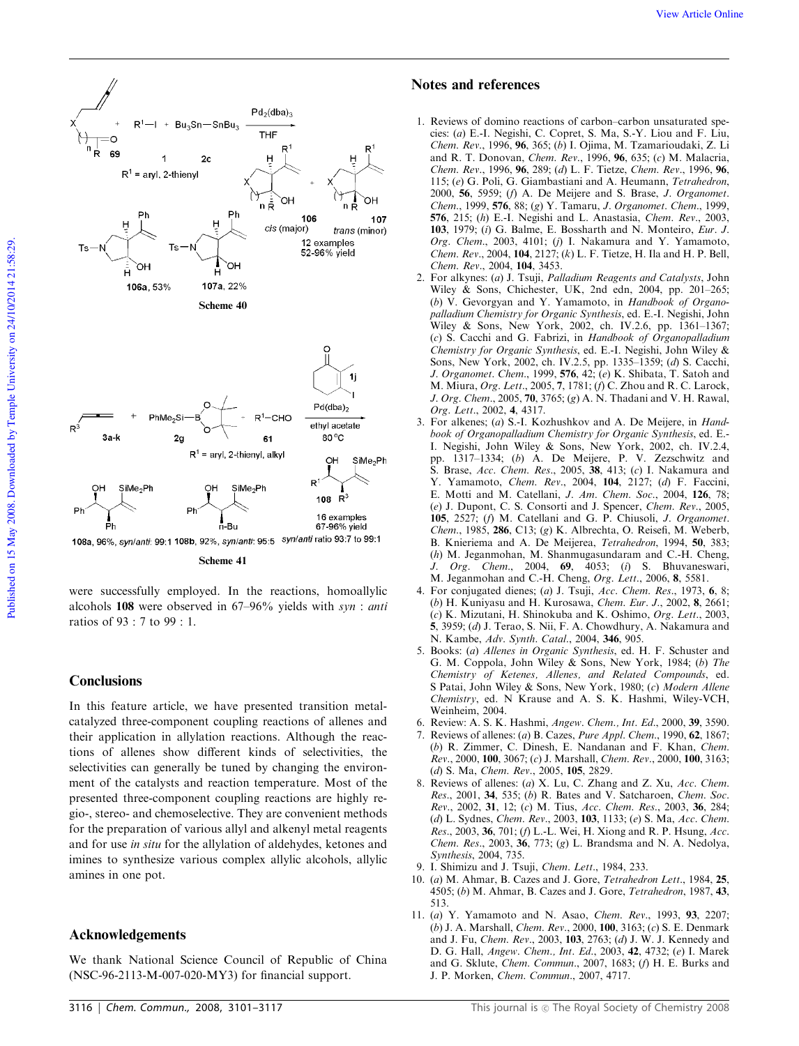Scheme 40

Scheme 41

were successfully employed. In the reactions, homoallylic alcohols **108** were observed in 67–96% yields with *syn* : *anti* ratios of 93 : 7 to 99 : 1.

## Conclusions

In this feature article, we have presented transition metal-catalyzed three-component coupling reactions of allenes and their application in allylation reactions. Although the reactions of allenes show different kinds of selectivities, the selectivities can generally be tuned by changing the environment of the catalysts and reaction temperature. Most of the presented three-component coupling reactions are highly regio-, stereo- and chemoselective. They are convenient methods for the preparation of various allyl and alkenyl metal reagents and for use *in situ* for the allylation of aldehydes, ketones and imines to synthesize various complex allylic alcohols, allylic amines in one pot.

## Acknowledgements

We thank National Science Council of Republic of China (NSC-96-2113-M-007-020-MY3) for financial support.

## Notes and references

1. Reviews of domino reactions of carbon–carbon unsaturated species: (*a*) E.-I. Negishi, C. Copret, S. Ma, S.-Y. Liou and F. Liu, *Chem. Rev.*, 1996, **96**, 365; (*b*) I. Ojima, M. Tzamarioudaki, Z. Li and R. T. Donovan, *Chem. Rev.*, 1996, **96**, 635; (*c*) M. Malacria, *Chem. Rev.*, 1996, **96**, 289; (*d*) L. F. Tietze, *Chem. Rev.*, 1996, **96**, 115; (*e*) G. Poli, G. Giambastiani and A. Heumann, *Tetrahedron*, 2000, **56**, 5959; (*f*) A. De Meijere and S. Brase, *J. Organomet. Chem.*, 1999, **576**, 88; (*g*) Y. Tamaru, *J. Organomet. Chem.*, 1999, **576**, 215; (*h*) E.-I. Negishi and L. Anastasia, *Chem. Rev.*, 2003, **103**, 1979; (*i*) G. Balme, E. Bossharth and N. Monteiro, *Eur. J. Org. Chem.*, 2003, 4101; (*j*) I. Nakamura and Y. Yamamoto, *Chem. Rev.*, 2004, **104**, 2127; (*k*) L. F. Tietze, H. Ila and H. P. Bell, *Chem. Rev.*, 2004, **104**, 3453.
2. For alkynes: (*a*) J. Tsuji, *Palladium Reagents and Catalysts*, John Wiley & Sons, Chichester, UK, 2nd edn, 2004, pp. 201–265; (*b*) V. Gevorgyan and Y. Yamamoto, in *Handbook of Organopalladium Chemistry for Organic Synthesis*, ed. E.-I. Negishi, John Wiley & Sons, New York, 2002, ch. IV.2.6, pp. 1361–1367; (*c*) S. Cacchi and G. Fabrizi, in *Handbook of Organopalladium Chemistry for Organic Synthesis*, ed. E.-I. Negishi, John Wiley & Sons, New York, 2002, ch. IV.2.5, pp. 1335–1359; (*d*) S. Cacchi, *J. Organomet. Chem.*, 1999, **576**, 42; (*e*) K. Shibata, T. Satoh and M. Miura, *Org. Lett.*, 2005, **7**, 1781; (*f*) C. Zhou and R. C. Larock, *J. Org. Chem.*, 2005, **70**, 3765; (*g*) A. N. Thadani and V. H. Rawal, *Org. Lett.*, 2002, **4**, 4317.
3. For alkenes; (*a*) S.-I. Kozhushkov and A. De Meijere, in *Handbook of Organopalladium Chemistry for Organic Synthesis*, ed. E.-I. Negishi, John Wiley & Sons, New York, 2002, ch. IV.2.4, pp. 1317–1334; (*b*) A. De Meijere, P. V. Zezschwitz and S. Brase, *Acc. Chem. Res.*, 2005, **38**, 413; (*c*) I. Nakamura and Y. Yamamoto, *Chem. Rev.*, 2004, **104**, 2127; (*d*) F. Faccini, E. Motti and M. Catellani, *J. Am. Chem. Soc.*, 2004, **126**, 78; (*e*) J. Dupont, C. S. Consorti and J. Spencer, *Chem. Rev.*, 2005, **105**, 2527; (*f*) M. Catellani and G. P. Chiusoli, *J. Organomet. Chem.*, 1985, **286**, C13; (*g*) K. Albrechta, O. Reisefi, M. Weberb, B. Knieriema and A. De Meijerea, *Tetrahedron*, 1994, **50**, 383; (*h*) M. Jeganmohan, M. Shanmugasundaram and C.-H. Cheng, *J. Org. Chem.*, 2004, **69**, 4053; (*i*) S. Bhuvaneswari, M. Jeganmohan and C.-H. Cheng, *Org. Lett.*, 2006, **8**, 5581.
4. For conjugated dienes; (*a*) J. Tsuji, *Acc. Chem. Res.*, 1973, **6**, 8; (*b*) H. Kuniyasu and H. Kurosawa, *Chem. Eur. J.*, 2002, **8**, 2661; (*c*) K. Mizutani, H. Shinokuba and K. Oshimo, *Org. Lett.*, 2003, **5**, 3959; (*d*) J. Terao, S. Nii, F. A. Chowdhury, A. Nakamura and N. Kambe, *Adv. Synth. Catal.*, 2004, **346**, 905.
5. Books: (*a*) *Allenes in Organic Synthesis*, ed. H. F. Schuster and G. M. Coppola, John Wiley & Sons, New York, 1984; (*b*) *The Chemistry of Ketenes, Allenes, and Related Compounds*, ed. S Patai, John Wiley & Sons, New York, 1980; (*c*) *Modern Allene Chemistry*, ed. N Krause and A. S. K. Hashmi, Wiley-VCH, Weinheim, 2004.
6. Review: A. S. K. Hashmi, *Angew. Chem., Int. Ed.*, 2000, **39**, 3590.
7. Reviews of allenes: (*a*) B. Cazes, *Pure Appl. Chem.*, 1990, **62**, 1867; (*b*) R. Zimmer, C. Dinesh, E. Nandanan and F. Khan, *Chem. Rev.*, 2000, **100**, 3067; (*c*) J. Marshall, *Chem. Rev.*, 2000, **100**, 3163; (*d*) S. Ma, *Chem. Rev.*, 2005, **105**, 2829.
8. Reviews of allenes: (*a*) X. Lu, C. Zhang and Z. Xu, *Acc. Chem. Res.*, 2001, **34**, 535; (*b*) R. Bates and V. Satcharoen, *Chem. Soc. Rev.*, 2002, **31**, 12; (*c*) M. Tius, *Acc. Chem. Res.*, 2003, **36**, 284; (*d*) L. Sydnes, *Chem. Rev.*, 2003, **103**, 1133; (*e*) S. Ma, *Acc. Chem. Res.*, 2003, **36**, 701; (*f*) L.-L. Wei, H. Xiong and R. P. Hsung, *Acc. Chem. Res.*, 2003, **36**, 773; (*g*) L. Brandsma and N. A. Nedolya, *Synthesis*, 2004, 735.
9. I. Shimizu and J. Tsuji, *Chem. Lett.*, 1984, 233.
10. (*a*) M. Ahmar, B. Cazes and J. Gore, *Tetrahedron Lett.*, 1984, **25**, 4505; (*b*) M. Ahmar, B. Cazes and J. Gore, *Tetrahedron*, 1987, **43**, 513.
11. (*a*) Y. Yamamoto and N. Asao, *Chem. Rev.*, 1993, **93**, 2207; (*b*) J. A. Marshall, *Chem. Rev.*, 2000, **100**, 3163; (*c*) S. E. Denmark and J. Fu, *Chem. Rev.*, 2003, **103**, 2763; (*d*) J. W. J. Kennedy and D. G. Hall, *Angew. Chem., Int. Ed.*, 2003, **42**, 4732; (*e*) I. Marek and G. Sklute, *Chem. Commun.*, 2007, 1683; (*f*) H. E. Burks and J. P. Morken, *Chem. Commun.*, 2007, 4717.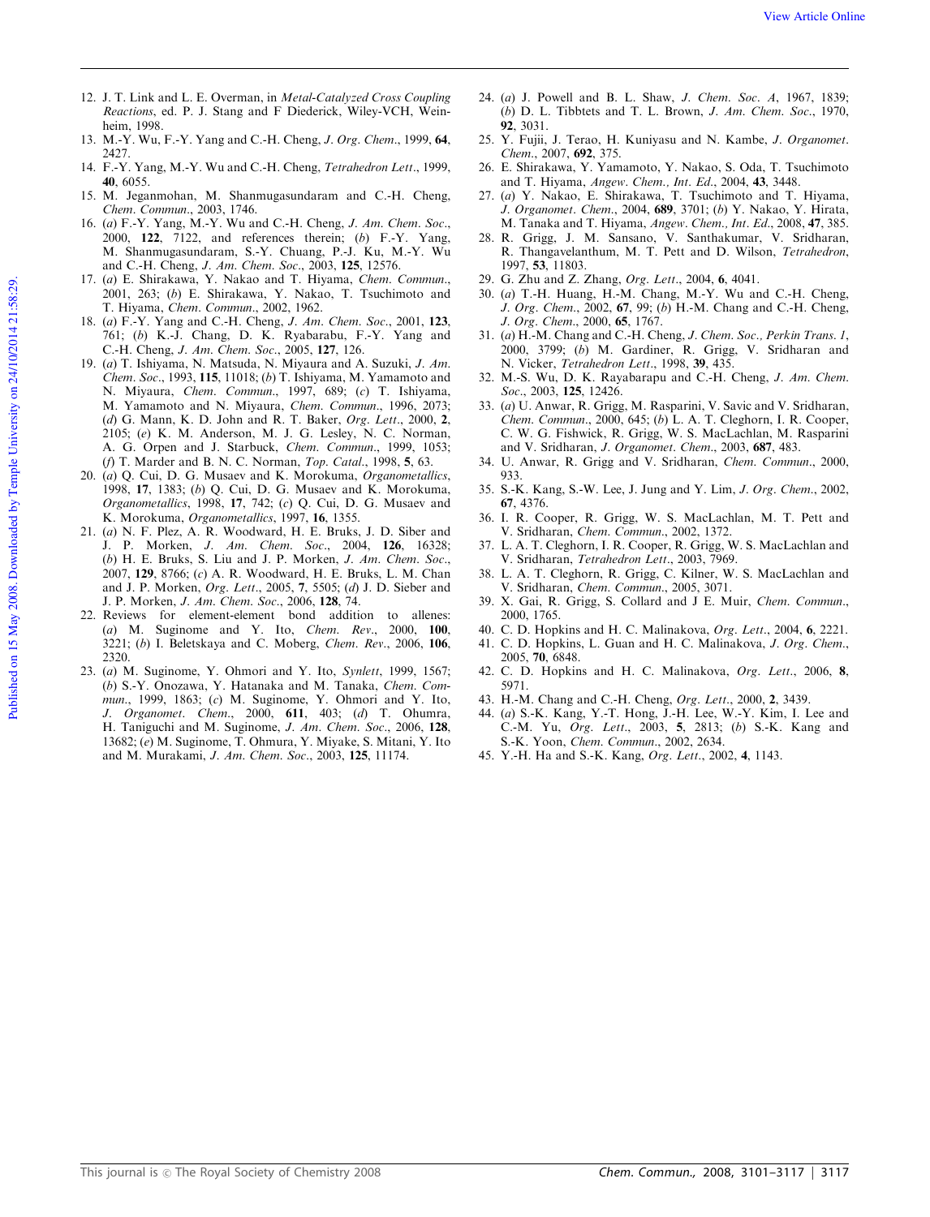12. J. T. Link and L. E. Overman, in *Metal-Catalyzed Cross Coupling Reactions*, ed. P. J. Stang and F Diederick, Wiley-VCH, Weinheim, 1998.
13. M.-Y. Wu, F.-Y. Yang and C.-H. Cheng, *J. Org. Chem.*, 1999, **64**, 2427.
14. F.-Y. Yang, M.-Y. Wu and C.-H. Cheng, *Tetrahedron Lett.*, 1999, **40**, 6055.
15. M. Jeganmohan, M. Shanmugasundaram and C.-H. Cheng, *Chem. Commun.*, 2003, 1746.
16. (*a*) F.-Y. Yang, M.-Y. Wu and C.-H. Cheng, *J. Am. Chem. Soc.*, 2000, **122**, 7122, and references therein; (*b*) F.-Y. Yang, M. Shanmugasundaram, S.-Y. Chuang, P.-J. Ku, M.-Y. Wu and C.-H. Cheng, *J. Am. Chem. Soc.*, 2003, **125**, 12576.
17. (*a*) E. Shirakawa, Y. Nakao and T. Hiyama, *Chem. Commun.*, 2001, 263; (*b*) E. Shirakawa, Y. Nakao, T. Tsuchimoto and T. Hiyama, *Chem. Commun.*, 2002, 1962.
18. (*a*) F.-Y. Yang and C.-H. Cheng, *J. Am. Chem. Soc.*, 2001, **123**, 761; (*b*) K.-J. Chang, D. K. Ryabarabu, F.-Y. Yang and C.-H. Cheng, *J. Am. Chem. Soc.*, 2005, **127**, 126.
19. (*a*) T. Ishiyama, N. Matsuda, N. Miyaura and A. Suzuki, *J. Am. Chem. Soc.*, 1993, **115**, 11018; (*b*) T. Ishiyama, M. Yamamoto and N. Miyaura, *Chem. Commun.*, 1997, 689; (*c*) T. Ishiyama, M. Yamamoto and N. Miyaura, *Chem. Commun.*, 1996, 2073; (*d*) G. Mann, K. D. John and R. T. Baker, *Org. Lett.*, 2000, **2**, 2105; (*e*) K. M. Anderson, M. J. G. Lesley, N. C. Norman, A. G. Orpen and J. Starbuck, *Chem. Commun.*, 1999, 1053; (*f*) T. Marder and B. N. C. Norman, *Top. Catal.*, 1998, **5**, 63.
20. (*a*) Q. Cui, D. G. Musaev and K. Morokuma, *Organometallics*, 1998, **17**, 1383; (*b*) Q. Cui, D. G. Musaev and K. Morokuma, *Organometallics*, 1998, **17**, 742; (*c*) Q. Cui, D. G. Musaev and K. Morokuma, *Organometallics*, 1997, **16**, 1355.
21. (*a*) N. F. Plez, A. R. Woodward, H. E. Bruks, J. D. Siber and J. P. Morken, *J. Am. Chem. Soc.*, 2004, **126**, 16328; (*b*) H. E. Bruks, S. Liu and J. P. Morken, *J. Am. Chem. Soc.*, 2007, **129**, 8766; (*c*) A. R. Woodward, H. E. Bruks, L. M. Chan and J. P. Morken, *Org. Lett.*, 2005, **7**, 5505; (*d*) J. D. Sieber and J. P. Morken, *J. Am. Chem. Soc.*, 2006, **128**, 74.
22. Reviews for element-element bond addition to allenes: (*a*) M. Suginome and Y. Ito, *Chem. Rev.*, 2000, **100**, 3221; (*b*) I. Beletskaya and C. Moberg, *Chem. Rev.*, 2006, **106**, 2320.
23. (*a*) M. Suginome, Y. Ohmori and Y. Ito, *Synlett*, 1999, 1567; (*b*) S.-Y. Onozawa, Y. Hatanaka and M. Tanaka, *Chem. Commun.*, 1999, 1863; (*c*) M. Suginome, Y. Ohmori and Y. Ito, *J. Organomet. Chem.*, 2000, **611**, 403; (*d*) T. Ohumra, H. Taniguchi and M. Suginome, *J. Am. Chem. Soc.*, 2006, **128**, 13682; (*e*) M. Suginome, T. Ohmura, Y. Miyake, S. Mitani, Y. Ito and M. Murakami, *J. Am. Chem. Soc.*, 2003, **125**, 11174.
24. (*a*) J. Powell and B. L. Shaw, *J. Chem. Soc. A*, 1967, 1839; (*b*) D. L. Tibbtets and T. L. Brown, *J. Am. Chem. Soc.*, 1970, **92**, 3031.
25. Y. Fujii, J. Terao, H. Kuniyasu and N. Kambe, *J. Organomet. Chem.*, 2007, **692**, 375.
26. E. Shirakawa, Y. Yamamoto, Y. Nakao, S. Oda, T. Tsuchimoto and T. Hiyama, *Angew. Chem., Int. Ed.*, 2004, **43**, 3448.
27. (*a*) Y. Nakao, E. Shirakawa, T. Tsuchimoto and T. Hiyama, *J. Organomet. Chem.*, 2004, **689**, 3701; (*b*) Y. Nakao, Y. Hirata, M. Tanaka and T. Hiyama, *Angew. Chem., Int. Ed.*, 2008, **47**, 385.
28. R. Grigg, J. M. Sansano, V. Santhakumar, V. Sridharan, R. Thangavelanthum, M. T. Pett and D. Wilson, *Tetrahedron*, 1997, **53**, 11803.
29. G. Zhu and Z. Zhang, *Org. Lett.*, 2004, **6**, 4041.
30. (*a*) T.-H. Huang, H.-M. Chang, M.-Y. Wu and C.-H. Cheng, *J. Org. Chem.*, 2002, **67**, 99; (*b*) H.-M. Chang and C.-H. Cheng, *J. Org. Chem.*, 2000, **65**, 1767.
31. (*a*) H.-M. Chang and C.-H. Cheng, *J. Chem. Soc., Perkin Trans. 1*, 2000, 3799; (*b*) M. Gardiner, R. Grigg, V. Sridharan and N. Vicker, *Tetrahedron Lett.*, 1998, **39**, 435.
32. M.-S. Wu, D. K. Rayabarapu and C.-H. Cheng, *J. Am. Chem. Soc.*, 2003, **125**, 12426.
33. (*a*) U. Anwar, R. Grigg, M. Rasparini, V. Savic and V. Sridharan, *Chem. Commun.*, 2000, 645; (*b*) L. A. T. Cleghorn, I. R. Cooper, C. W. G. Fishwick, R. Grigg, W. S. MacLachlan, M. Rasparini and V. Sridharan, *J. Organomet. Chem.*, 2003, **687**, 483.
34. U. Anwar, R. Grigg and V. Sridharan, *Chem. Commun.*, 2000, 933.
35. S.-K. Kang, S.-W. Lee, J. Jung and Y. Lim, *J. Org. Chem.*, 2002, **67**, 4376.
36. I. R. Cooper, R. Grigg, W. S. MacLachlan, M. T. Pett and V. Sridharan, *Chem. Commun.*, 2002, 1372.
37. L. A. T. Cleghorn, I. R. Cooper, R. Grigg, W. S. MacLachlan and V. Sridharan, *Tetrahedron Lett.*, 2003, 7969.
38. L. A. T. Cleghorn, R. Grigg, C. Kilner, W. S. MacLachlan and V. Sridharan, *Chem. Commun.*, 2005, 3071.
39. X. Gai, R. Grigg, S. Collard and J E. Muir, *Chem. Commun.*, 2000, 1765.
40. C. D. Hopkins and H. C. Malinakova, *Org. Lett.*, 2004, **6**, 2221.
41. C. D. Hopkins, L. Guan and H. C. Malinakova, *J. Org. Chem.*, 2005, **70**, 6848.
42. C. D. Hopkins and H. C. Malinakova, *Org. Lett.*, 2006, **8**, 5971.
43. H.-M. Chang and C.-H. Cheng, *Org. Lett.*, 2000, **2**, 3439.
44. (*a*) S.-K. Kang, Y.-T. Hong, J.-H. Lee, W.-Y. Kim, I. Lee and C.-M. Yu, *Org. Lett.*, 2003, **5**, 2813; (*b*) S.-K. Kang and S.-K. Yoon, *Chem. Commun.*, 2002, 2634.
45. Y.-H. Ha and S.-K. Kang, *Org. Lett.*, 2002, **4**, 1143.